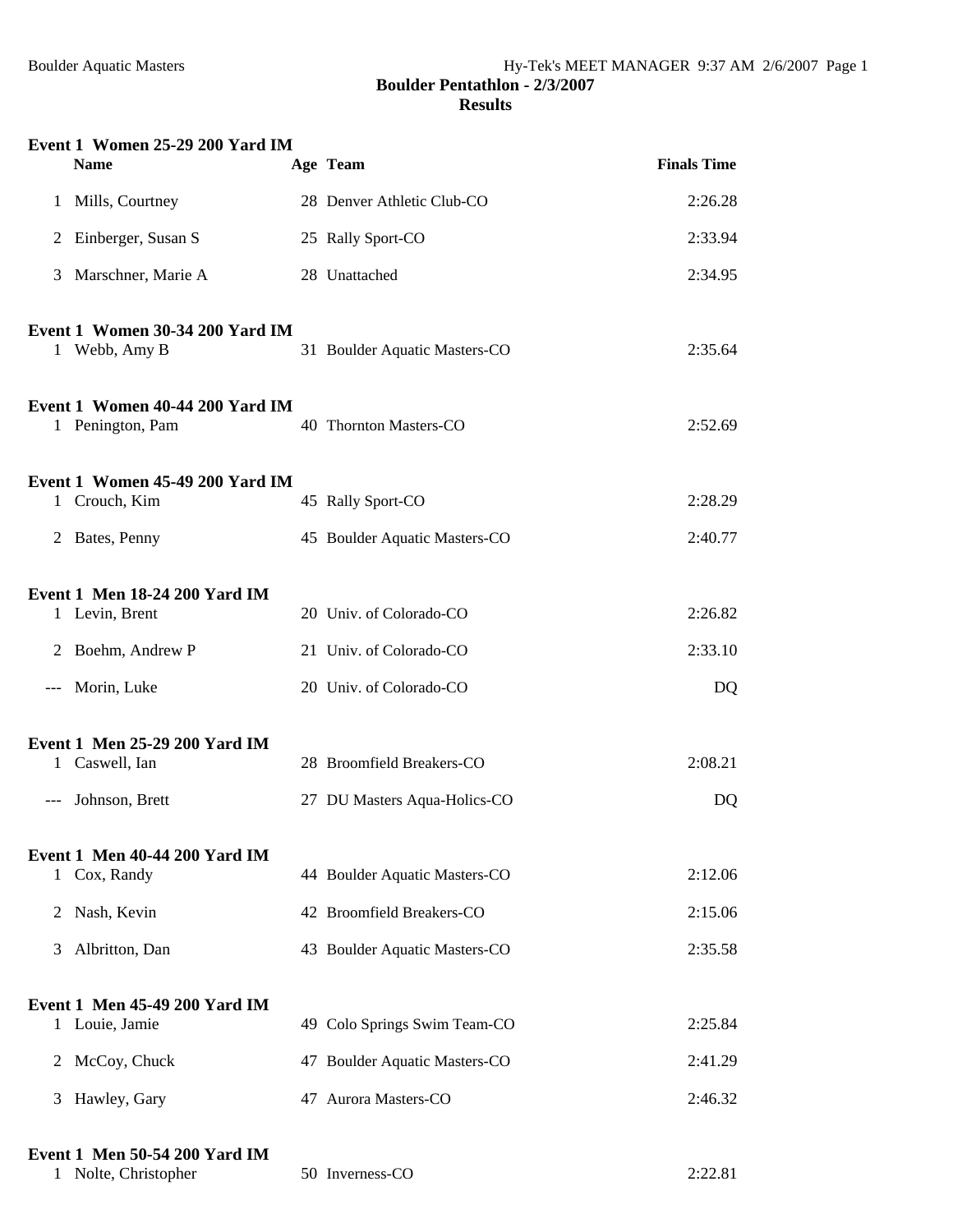# Boulder Pentathlon - 2/3/2007

## Results

### Event 1 Women 25-29 200 Yard IM

| | Name | Age | Team | Finals Time |
|---|---|---|---|---|
| 1 | Mills, Courtney | 28 | Denver Athletic Club-CO | 2:26.28 |
| 2 | Einberger, Susan S | 25 | Rally Sport-CO | 2:33.94 |
| 3 | Marschner, Marie A | 28 | Unattached | 2:34.95 |

### Event 1 Women 30-34 200 Yard IM

| | Name | Age | Team | Finals Time |
|---|---|---|---|---|
| 1 | Webb, Amy B | 31 | Boulder Aquatic Masters-CO | 2:35.64 |

### Event 1 Women 40-44 200 Yard IM

| | Name | Age | Team | Finals Time |
|---|---|---|---|---|
| 1 | Penington, Pam | 40 | Thornton Masters-CO | 2:52.69 |

### Event 1 Women 45-49 200 Yard IM

| | Name | Age | Team | Finals Time |
|---|---|---|---|---|
| 1 | Crouch, Kim | 45 | Rally Sport-CO | 2:28.29 |
| 2 | Bates, Penny | 45 | Boulder Aquatic Masters-CO | 2:40.77 |

### Event 1 Men 18-24 200 Yard IM

| | Name | Age | Team | Finals Time |
|---|---|---|---|---|
| 1 | Levin, Brent | 20 | Univ. of Colorado-CO | 2:26.82 |
| 2 | Boehm, Andrew P | 21 | Univ. of Colorado-CO | 2:33.10 |
| --- | Morin, Luke | 20 | Univ. of Colorado-CO | DQ |

### Event 1 Men 25-29 200 Yard IM

| | Name | Age | Team | Finals Time |
|---|---|---|---|---|
| 1 | Caswell, Ian | 28 | Broomfield Breakers-CO | 2:08.21 |
| --- | Johnson, Brett | 27 | DU Masters Aqua-Holics-CO | DQ |

### Event 1 Men 40-44 200 Yard IM

| | Name | Age | Team | Finals Time |
|---|---|---|---|---|
| 1 | Cox, Randy | 44 | Boulder Aquatic Masters-CO | 2:12.06 |
| 2 | Nash, Kevin | 42 | Broomfield Breakers-CO | 2:15.06 |
| 3 | Albritton, Dan | 43 | Boulder Aquatic Masters-CO | 2:35.58 |

### Event 1 Men 45-49 200 Yard IM

| | Name | Age | Team | Finals Time |
|---|---|---|---|---|
| 1 | Louie, Jamie | 49 | Colo Springs Swim Team-CO | 2:25.84 |
| 2 | McCoy, Chuck | 47 | Boulder Aquatic Masters-CO | 2:41.29 |
| 3 | Hawley, Gary | 47 | Aurora Masters-CO | 2:46.32 |

### Event 1 Men 50-54 200 Yard IM

| | Name | Age | Team | Finals Time |
|---|---|---|---|---|
| 1 | Nolte, Christopher | 50 | Inverness-CO | 2:22.81 |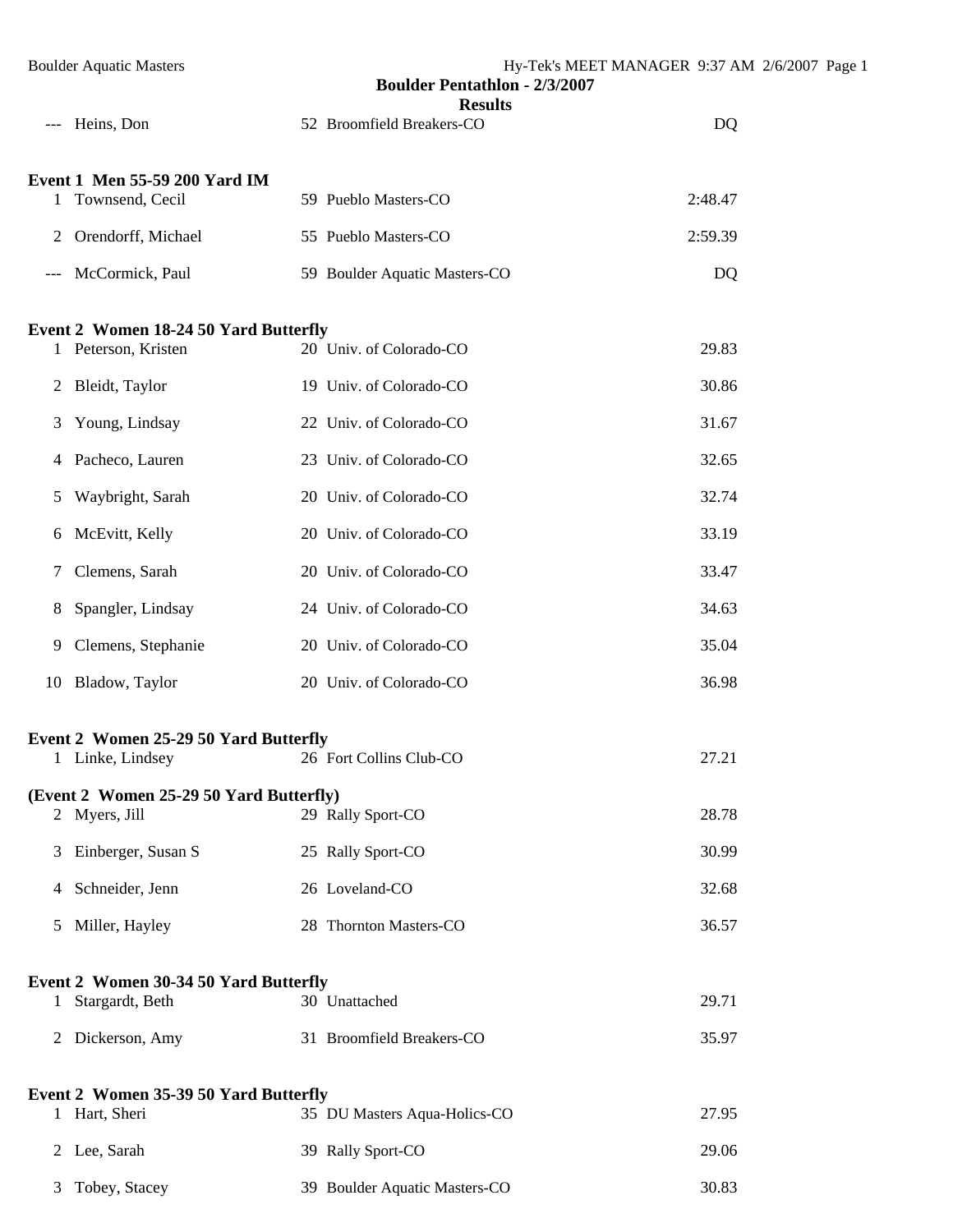| | | | | |
|---|---|---|---|---|
| --- | Heins, Don | 52 | Broomfield Breakers-CO | DQ |

**Event 1 Men 55-59 200 Yard IM**

| | | | | |
|---|---|---|---|---|
| 1 | Townsend, Cecil | 59 | Pueblo Masters-CO | 2:48.47 |
| 2 | Orendorff, Michael | 55 | Pueblo Masters-CO | 2:59.39 |
| --- | McCormick, Paul | 59 | Boulder Aquatic Masters-CO | DQ |

**Event 2 Women 18-24 50 Yard Butterfly**

| | | | | |
|---|---|---|---|---|
| 1 | Peterson, Kristen | 20 | Univ. of Colorado-CO | 29.83 |
| 2 | Bleidt, Taylor | 19 | Univ. of Colorado-CO | 30.86 |
| 3 | Young, Lindsay | 22 | Univ. of Colorado-CO | 31.67 |
| 4 | Pacheco, Lauren | 23 | Univ. of Colorado-CO | 32.65 |
| 5 | Waybright, Sarah | 20 | Univ. of Colorado-CO | 32.74 |
| 6 | McEvitt, Kelly | 20 | Univ. of Colorado-CO | 33.19 |
| 7 | Clemens, Sarah | 20 | Univ. of Colorado-CO | 33.47 |
| 8 | Spangler, Lindsay | 24 | Univ. of Colorado-CO | 34.63 |
| 9 | Clemens, Stephanie | 20 | Univ. of Colorado-CO | 35.04 |
| 10 | Bladow, Taylor | 20 | Univ. of Colorado-CO | 36.98 |

**Event 2 Women 25-29 50 Yard Butterfly**

| | | | | |
|---|---|---|---|---|
| 1 | Linke, Lindsey | 26 | Fort Collins Club-CO | 27.21 |
| 2 | Myers, Jill | 29 | Rally Sport-CO | 28.78 |
| 3 | Einberger, Susan S | 25 | Rally Sport-CO | 30.99 |
| 4 | Schneider, Jenn | 26 | Loveland-CO | 32.68 |
| 5 | Miller, Hayley | 28 | Thornton Masters-CO | 36.57 |

**Event 2 Women 30-34 50 Yard Butterfly**

| | | | | |
|---|---|---|---|---|
| 1 | Stargardt, Beth | 30 | Unattached | 29.71 |
| 2 | Dickerson, Amy | 31 | Broomfield Breakers-CO | 35.97 |

**Event 2 Women 35-39 50 Yard Butterfly**

| | | | | |
|---|---|---|---|---|
| 1 | Hart, Sheri | 35 | DU Masters Aqua-Holics-CO | 27.95 |
| 2 | Lee, Sarah | 39 | Rally Sport-CO | 29.06 |
| 3 | Tobey, Stacey | 39 | Boulder Aquatic Masters-CO | 30.83 |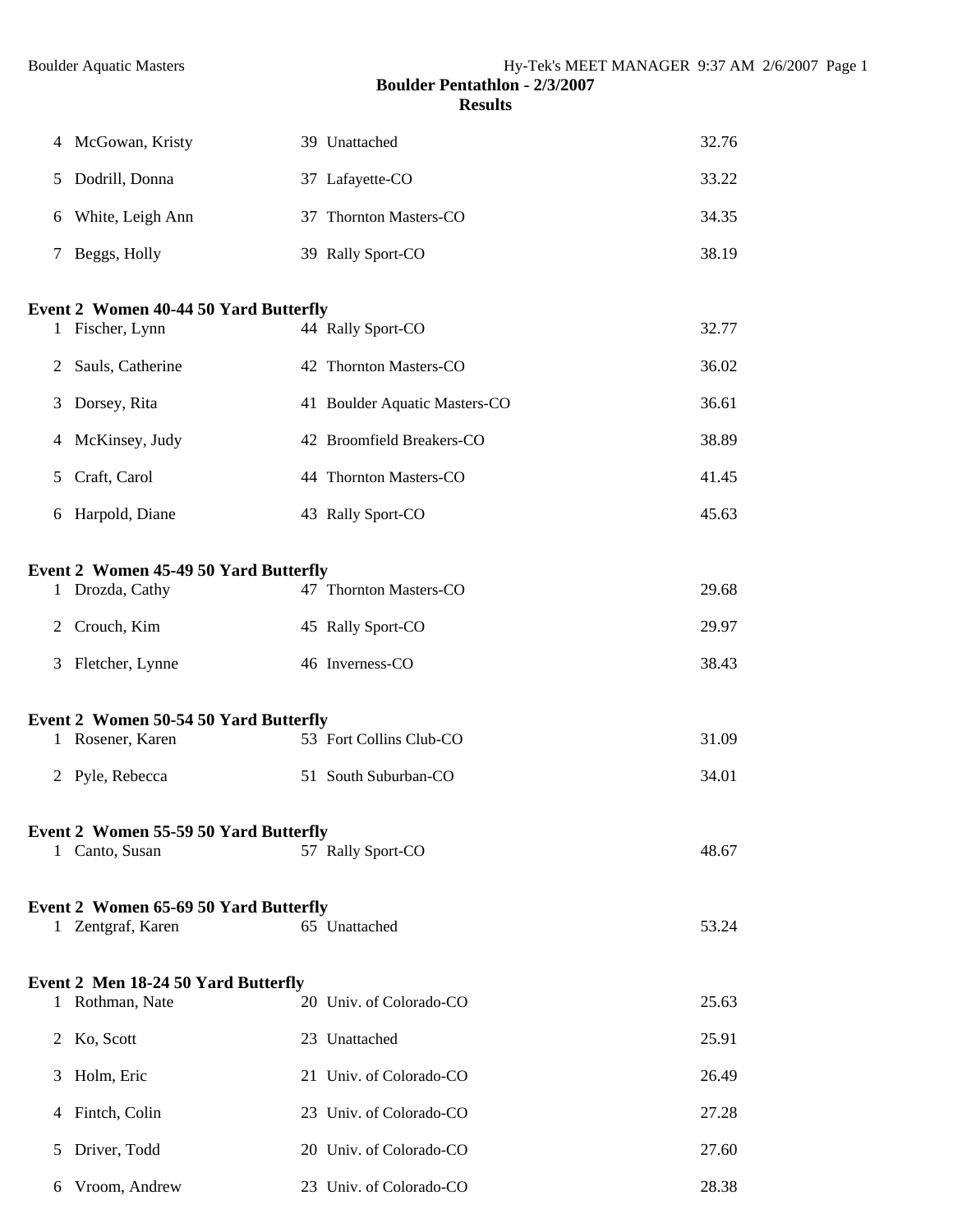**Boulder Pentathlon - 2/3/2007**

**Results**

| | | | | |
|---|---|---|---|---|
| 4 | McGowan, Kristy | 39 | Unattached | 32.76 |
| 5 | Dodrill, Donna | 37 | Lafayette-CO | 33.22 |
| 6 | White, Leigh Ann | 37 | Thornton Masters-CO | 34.35 |
| 7 | Beggs, Holly | 39 | Rally Sport-CO | 38.19 |

**Event 2 Women 40-44 50 Yard Butterfly**

| | | | | |
|---|---|---|---|---|
| 1 | Fischer, Lynn | 44 | Rally Sport-CO | 32.77 |
| 2 | Sauls, Catherine | 42 | Thornton Masters-CO | 36.02 |
| 3 | Dorsey, Rita | 41 | Boulder Aquatic Masters-CO | 36.61 |
| 4 | McKinsey, Judy | 42 | Broomfield Breakers-CO | 38.89 |
| 5 | Craft, Carol | 44 | Thornton Masters-CO | 41.45 |
| 6 | Harpold, Diane | 43 | Rally Sport-CO | 45.63 |

**Event 2 Women 45-49 50 Yard Butterfly**

| | | | | |
|---|---|---|---|---|
| 1 | Drozda, Cathy | 47 | Thornton Masters-CO | 29.68 |
| 2 | Crouch, Kim | 45 | Rally Sport-CO | 29.97 |
| 3 | Fletcher, Lynne | 46 | Inverness-CO | 38.43 |

**Event 2 Women 50-54 50 Yard Butterfly**

| | | | | |
|---|---|---|---|---|
| 1 | Rosener, Karen | 53 | Fort Collins Club-CO | 31.09 |
| 2 | Pyle, Rebecca | 51 | South Suburban-CO | 34.01 |

**Event 2 Women 55-59 50 Yard Butterfly**

| | | | | |
|---|---|---|---|---|
| 1 | Canto, Susan | 57 | Rally Sport-CO | 48.67 |

**Event 2 Women 65-69 50 Yard Butterfly**

| | | | | |
|---|---|---|---|---|
| 1 | Zentgraf, Karen | 65 | Unattached | 53.24 |

**Event 2 Men 18-24 50 Yard Butterfly**

| | | | | |
|---|---|---|---|---|
| 1 | Rothman, Nate | 20 | Univ. of Colorado-CO | 25.63 |
| 2 | Ko, Scott | 23 | Unattached | 25.91 |
| 3 | Holm, Eric | 21 | Univ. of Colorado-CO | 26.49 |
| 4 | Fintch, Colin | 23 | Univ. of Colorado-CO | 27.28 |
| 5 | Driver, Todd | 20 | Univ. of Colorado-CO | 27.60 |
| 6 | Vroom, Andrew | 23 | Univ. of Colorado-CO | 28.38 |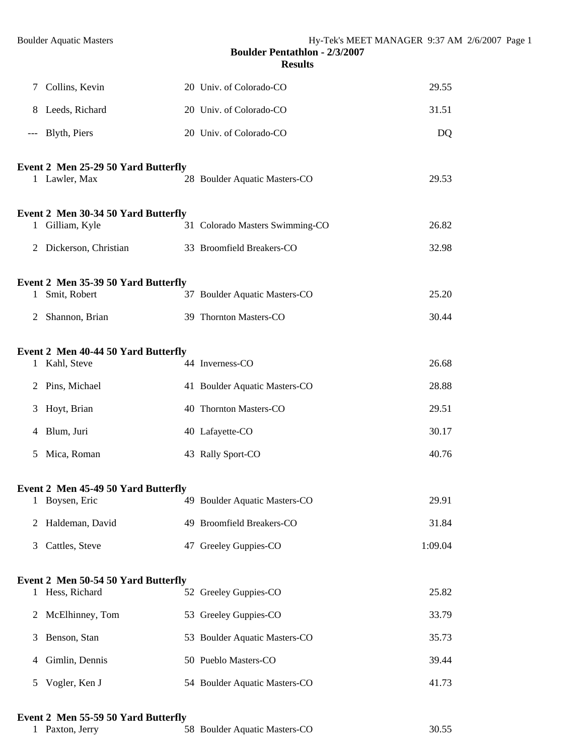**Boulder Pentathlon - 2/3/2007**

**Results**

| Place | Name | Age | Team | Time |
|---|---|---|---|---|
| 7 | Collins, Kevin | 20 | Univ. of Colorado-CO | 29.55 |
| 8 | Leeds, Richard | 20 | Univ. of Colorado-CO | 31.51 |
| --- | Blyth, Piers | 20 | Univ. of Colorado-CO | DQ |

**Event 2 Men 25-29 50 Yard Butterfly**

| Place | Name | Age | Team | Time |
|---|---|---|---|---|
| 1 | Lawler, Max | 28 | Boulder Aquatic Masters-CO | 29.53 |

**Event 2 Men 30-34 50 Yard Butterfly**

| Place | Name | Age | Team | Time |
|---|---|---|---|---|
| 1 | Gilliam, Kyle | 31 | Colorado Masters Swimming-CO | 26.82 |
| 2 | Dickerson, Christian | 33 | Broomfield Breakers-CO | 32.98 |

**Event 2 Men 35-39 50 Yard Butterfly**

| Place | Name | Age | Team | Time |
|---|---|---|---|---|
| 1 | Smit, Robert | 37 | Boulder Aquatic Masters-CO | 25.20 |
| 2 | Shannon, Brian | 39 | Thornton Masters-CO | 30.44 |

**Event 2 Men 40-44 50 Yard Butterfly**

| Place | Name | Age | Team | Time |
|---|---|---|---|---|
| 1 | Kahl, Steve | 44 | Inverness-CO | 26.68 |
| 2 | Pins, Michael | 41 | Boulder Aquatic Masters-CO | 28.88 |
| 3 | Hoyt, Brian | 40 | Thornton Masters-CO | 29.51 |
| 4 | Blum, Juri | 40 | Lafayette-CO | 30.17 |
| 5 | Mica, Roman | 43 | Rally Sport-CO | 40.76 |

**Event 2 Men 45-49 50 Yard Butterfly**

| Place | Name | Age | Team | Time |
|---|---|---|---|---|
| 1 | Boysen, Eric | 49 | Boulder Aquatic Masters-CO | 29.91 |
| 2 | Haldeman, David | 49 | Broomfield Breakers-CO | 31.84 |
| 3 | Cattles, Steve | 47 | Greeley Guppies-CO | 1:09.04 |

**Event 2 Men 50-54 50 Yard Butterfly**

| Place | Name | Age | Team | Time |
|---|---|---|---|---|
| 1 | Hess, Richard | 52 | Greeley Guppies-CO | 25.82 |
| 2 | McElhinney, Tom | 53 | Greeley Guppies-CO | 33.79 |
| 3 | Benson, Stan | 53 | Boulder Aquatic Masters-CO | 35.73 |
| 4 | Gimlin, Dennis | 50 | Pueblo Masters-CO | 39.44 |
| 5 | Vogler, Ken J | 54 | Boulder Aquatic Masters-CO | 41.73 |

**Event 2 Men 55-59 50 Yard Butterfly**

| Place | Name | Age | Team | Time |
|---|---|---|---|---|
| 1 | Paxton, Jerry | 58 | Boulder Aquatic Masters-CO | 30.55 |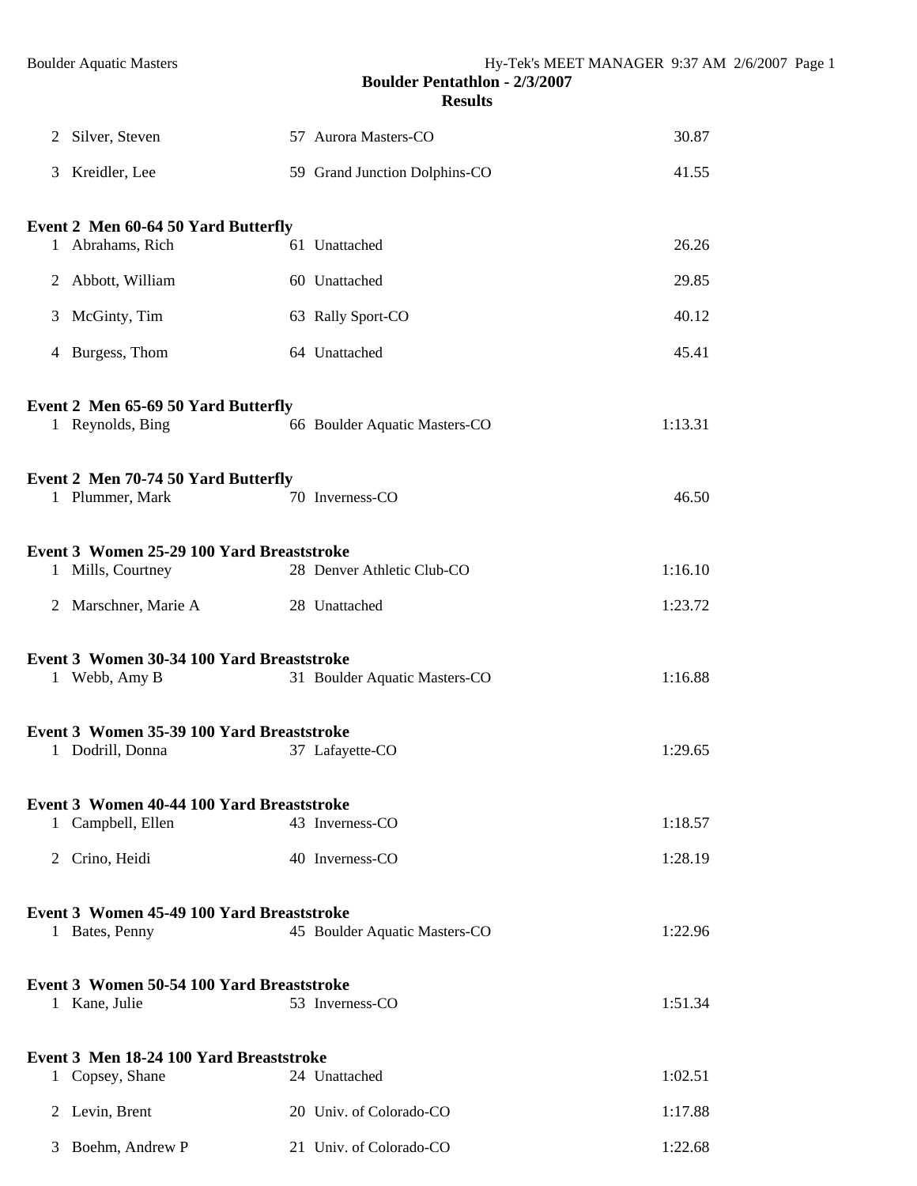**Boulder Pentathlon - 2/3/2007**
**Results**

| | Name | Age | Team | Time |
|---|---|---|---|---|
| 2 | Silver, Steven | 57 | Aurora Masters-CO | 30.87 |
| 3 | Kreidler, Lee | 59 | Grand Junction Dolphins-CO | 41.55 |

**Event 2 Men 60-64 50 Yard Butterfly**

| | Name | Age | Team | Time |
|---|---|---|---|---|
| 1 | Abrahams, Rich | 61 | Unattached | 26.26 |
| 2 | Abbott, William | 60 | Unattached | 29.85 |
| 3 | McGinty, Tim | 63 | Rally Sport-CO | 40.12 |
| 4 | Burgess, Thom | 64 | Unattached | 45.41 |

**Event 2 Men 65-69 50 Yard Butterfly**

| | Name | Age | Team | Time |
|---|---|---|---|---|
| 1 | Reynolds, Bing | 66 | Boulder Aquatic Masters-CO | 1:13.31 |

**Event 2 Men 70-74 50 Yard Butterfly**

| | Name | Age | Team | Time |
|---|---|---|---|---|
| 1 | Plummer, Mark | 70 | Inverness-CO | 46.50 |

**Event 3 Women 25-29 100 Yard Breaststroke**

| | Name | Age | Team | Time |
|---|---|---|---|---|
| 1 | Mills, Courtney | 28 | Denver Athletic Club-CO | 1:16.10 |
| 2 | Marschner, Marie A | 28 | Unattached | 1:23.72 |

**Event 3 Women 30-34 100 Yard Breaststroke**

| | Name | Age | Team | Time |
|---|---|---|---|---|
| 1 | Webb, Amy B | 31 | Boulder Aquatic Masters-CO | 1:16.88 |

**Event 3 Women 35-39 100 Yard Breaststroke**

| | Name | Age | Team | Time |
|---|---|---|---|---|
| 1 | Dodrill, Donna | 37 | Lafayette-CO | 1:29.65 |

**Event 3 Women 40-44 100 Yard Breaststroke**

| | Name | Age | Team | Time |
|---|---|---|---|---|
| 1 | Campbell, Ellen | 43 | Inverness-CO | 1:18.57 |
| 2 | Crino, Heidi | 40 | Inverness-CO | 1:28.19 |

**Event 3 Women 45-49 100 Yard Breaststroke**

| | Name | Age | Team | Time |
|---|---|---|---|---|
| 1 | Bates, Penny | 45 | Boulder Aquatic Masters-CO | 1:22.96 |

**Event 3 Women 50-54 100 Yard Breaststroke**

| | Name | Age | Team | Time |
|---|---|---|---|---|
| 1 | Kane, Julie | 53 | Inverness-CO | 1:51.34 |

**Event 3 Men 18-24 100 Yard Breaststroke**

| | Name | Age | Team | Time |
|---|---|---|---|---|
| 1 | Copsey, Shane | 24 | Unattached | 1:02.51 |
| 2 | Levin, Brent | 20 | Univ. of Colorado-CO | 1:17.88 |
| 3 | Boehm, Andrew P | 21 | Univ. of Colorado-CO | 1:22.68 |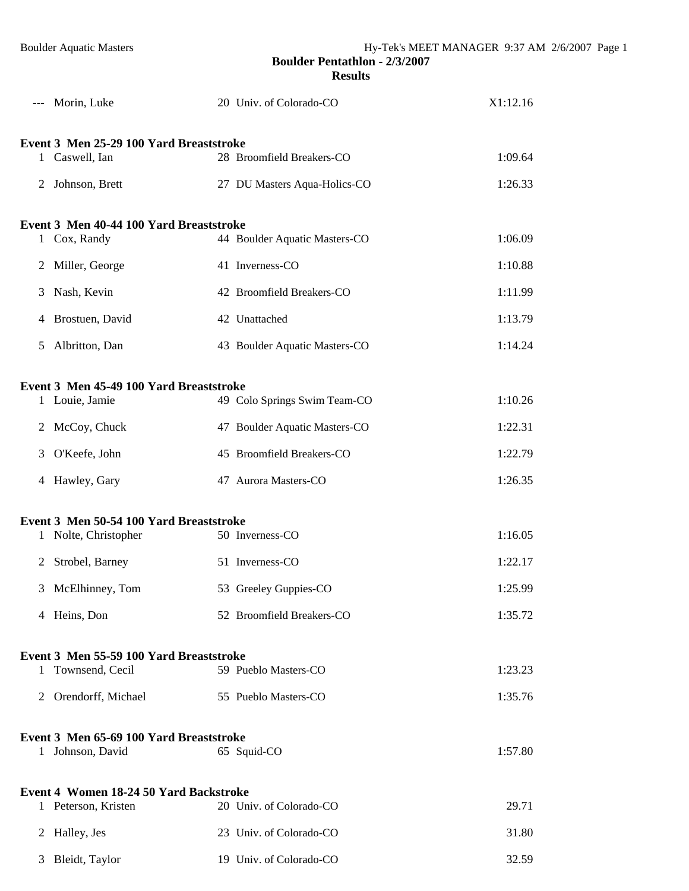## Boulder Pentathlon - 2/3/2007

### Results

| --- | Morin, Luke | 20 | Univ. of Colorado-CO | X1:12.16 |
|---|---|---|---|---|

#### Event 3 Men 25-29 100 Yard Breaststroke

| Place | Name | Age | Team | Time |
|---|---|---|---|---|
| 1 | Caswell, Ian | 28 | Broomfield Breakers-CO | 1:09.64 |
| 2 | Johnson, Brett | 27 | DU Masters Aqua-Holics-CO | 1:26.33 |

#### Event 3 Men 40-44 100 Yard Breaststroke

| Place | Name | Age | Team | Time |
|---|---|---|---|---|
| 1 | Cox, Randy | 44 | Boulder Aquatic Masters-CO | 1:06.09 |
| 2 | Miller, George | 41 | Inverness-CO | 1:10.88 |
| 3 | Nash, Kevin | 42 | Broomfield Breakers-CO | 1:11.99 |
| 4 | Brostuen, David | 42 | Unattached | 1:13.79 |
| 5 | Albritton, Dan | 43 | Boulder Aquatic Masters-CO | 1:14.24 |

#### Event 3 Men 45-49 100 Yard Breaststroke

| Place | Name | Age | Team | Time |
|---|---|---|---|---|
| 1 | Louie, Jamie | 49 | Colo Springs Swim Team-CO | 1:10.26 |
| 2 | McCoy, Chuck | 47 | Boulder Aquatic Masters-CO | 1:22.31 |
| 3 | O'Keefe, John | 45 | Broomfield Breakers-CO | 1:22.79 |
| 4 | Hawley, Gary | 47 | Aurora Masters-CO | 1:26.35 |

#### Event 3 Men 50-54 100 Yard Breaststroke

| Place | Name | Age | Team | Time |
|---|---|---|---|---|
| 1 | Nolte, Christopher | 50 | Inverness-CO | 1:16.05 |
| 2 | Strobel, Barney | 51 | Inverness-CO | 1:22.17 |
| 3 | McElhinney, Tom | 53 | Greeley Guppies-CO | 1:25.99 |
| 4 | Heins, Don | 52 | Broomfield Breakers-CO | 1:35.72 |

#### Event 3 Men 55-59 100 Yard Breaststroke

| Place | Name | Age | Team | Time |
|---|---|---|---|---|
| 1 | Townsend, Cecil | 59 | Pueblo Masters-CO | 1:23.23 |
| 2 | Orendorff, Michael | 55 | Pueblo Masters-CO | 1:35.76 |

#### Event 3 Men 65-69 100 Yard Breaststroke

| Place | Name | Age | Team | Time |
|---|---|---|---|---|
| 1 | Johnson, David | 65 | Squid-CO | 1:57.80 |

#### Event 4 Women 18-24 50 Yard Backstroke

| Place | Name | Age | Team | Time |
|---|---|---|---|---|
| 1 | Peterson, Kristen | 20 | Univ. of Colorado-CO | 29.71 |
| 2 | Halley, Jes | 23 | Univ. of Colorado-CO | 31.80 |
| 3 | Bleidt, Taylor | 19 | Univ. of Colorado-CO | 32.59 |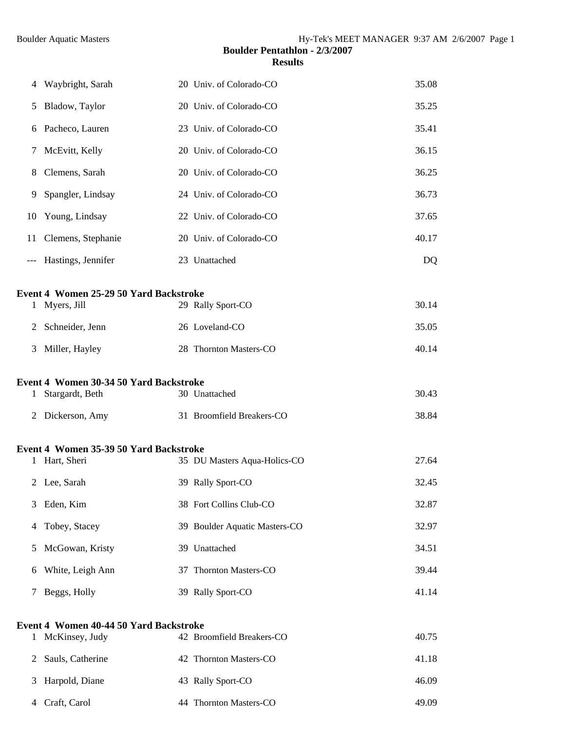## Boulder Pentathlon - 2/3/2007

### Results

| | | | | |
|---|---|---|---|---|
| 4 | Waybright, Sarah | 20 | Univ. of Colorado-CO | 35.08 |
| 5 | Bladow, Taylor | 20 | Univ. of Colorado-CO | 35.25 |
| 6 | Pacheco, Lauren | 23 | Univ. of Colorado-CO | 35.41 |
| 7 | McEvitt, Kelly | 20 | Univ. of Colorado-CO | 36.15 |
| 8 | Clemens, Sarah | 20 | Univ. of Colorado-CO | 36.25 |
| 9 | Spangler, Lindsay | 24 | Univ. of Colorado-CO | 36.73 |
| 10 | Young, Lindsay | 22 | Univ. of Colorado-CO | 37.65 |
| 11 | Clemens, Stephanie | 20 | Univ. of Colorado-CO | 40.17 |
| --- | Hastings, Jennifer | 23 | Unattached | DQ |

**Event 4 Women 25-29 50 Yard Backstroke**

| | | | | |
|---|---|---|---|---|
| 1 | Myers, Jill | 29 | Rally Sport-CO | 30.14 |
| 2 | Schneider, Jenn | 26 | Loveland-CO | 35.05 |
| 3 | Miller, Hayley | 28 | Thornton Masters-CO | 40.14 |

**Event 4 Women 30-34 50 Yard Backstroke**

| | | | | |
|---|---|---|---|---|
| 1 | Stargardt, Beth | 30 | Unattached | 30.43 |
| 2 | Dickerson, Amy | 31 | Broomfield Breakers-CO | 38.84 |

**Event 4 Women 35-39 50 Yard Backstroke**

| | | | | |
|---|---|---|---|---|
| 1 | Hart, Sheri | 35 | DU Masters Aqua-Holics-CO | 27.64 |
| 2 | Lee, Sarah | 39 | Rally Sport-CO | 32.45 |
| 3 | Eden, Kim | 38 | Fort Collins Club-CO | 32.87 |
| 4 | Tobey, Stacey | 39 | Boulder Aquatic Masters-CO | 32.97 |
| 5 | McGowan, Kristy | 39 | Unattached | 34.51 |
| 6 | White, Leigh Ann | 37 | Thornton Masters-CO | 39.44 |
| 7 | Beggs, Holly | 39 | Rally Sport-CO | 41.14 |

**Event 4 Women 40-44 50 Yard Backstroke**

| | | | | |
|---|---|---|---|---|
| 1 | McKinsey, Judy | 42 | Broomfield Breakers-CO | 40.75 |
| 2 | Sauls, Catherine | 42 | Thornton Masters-CO | 41.18 |
| 3 | Harpold, Diane | 43 | Rally Sport-CO | 46.09 |
| 4 | Craft, Carol | 44 | Thornton Masters-CO | 49.09 |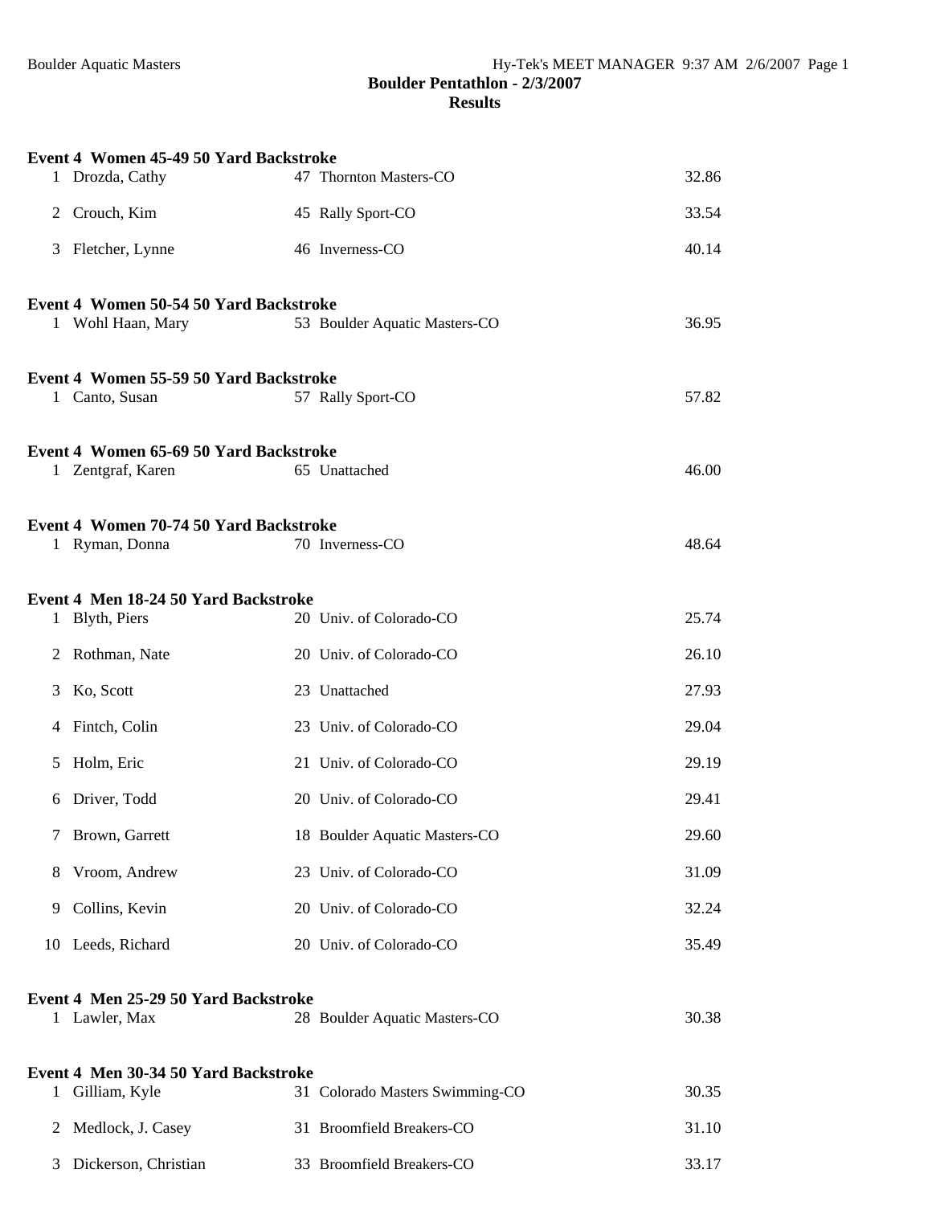## Boulder Pentathlon - 2/3/2007

### Results

**Event 4 Women 45-49 50 Yard Backstroke**

| Place | Name | Age | Team | Time |
|---|---|---|---|---|
| 1 | Drozda, Cathy | 47 | Thornton Masters-CO | 32.86 |
| 2 | Crouch, Kim | 45 | Rally Sport-CO | 33.54 |
| 3 | Fletcher, Lynne | 46 | Inverness-CO | 40.14 |

**Event 4 Women 50-54 50 Yard Backstroke**

| Place | Name | Age | Team | Time |
|---|---|---|---|---|
| 1 | Wohl Haan, Mary | 53 | Boulder Aquatic Masters-CO | 36.95 |

**Event 4 Women 55-59 50 Yard Backstroke**

| Place | Name | Age | Team | Time |
|---|---|---|---|---|
| 1 | Canto, Susan | 57 | Rally Sport-CO | 57.82 |

**Event 4 Women 65-69 50 Yard Backstroke**

| Place | Name | Age | Team | Time |
|---|---|---|---|---|
| 1 | Zentgraf, Karen | 65 | Unattached | 46.00 |

**Event 4 Women 70-74 50 Yard Backstroke**

| Place | Name | Age | Team | Time |
|---|---|---|---|---|
| 1 | Ryman, Donna | 70 | Inverness-CO | 48.64 |

**Event 4 Men 18-24 50 Yard Backstroke**

| Place | Name | Age | Team | Time |
|---|---|---|---|---|
| 1 | Blyth, Piers | 20 | Univ. of Colorado-CO | 25.74 |
| 2 | Rothman, Nate | 20 | Univ. of Colorado-CO | 26.10 |
| 3 | Ko, Scott | 23 | Unattached | 27.93 |
| 4 | Fintch, Colin | 23 | Univ. of Colorado-CO | 29.04 |
| 5 | Holm, Eric | 21 | Univ. of Colorado-CO | 29.19 |
| 6 | Driver, Todd | 20 | Univ. of Colorado-CO | 29.41 |
| 7 | Brown, Garrett | 18 | Boulder Aquatic Masters-CO | 29.60 |
| 8 | Vroom, Andrew | 23 | Univ. of Colorado-CO | 31.09 |
| 9 | Collins, Kevin | 20 | Univ. of Colorado-CO | 32.24 |
| 10 | Leeds, Richard | 20 | Univ. of Colorado-CO | 35.49 |

**Event 4 Men 25-29 50 Yard Backstroke**

| Place | Name | Age | Team | Time |
|---|---|---|---|---|
| 1 | Lawler, Max | 28 | Boulder Aquatic Masters-CO | 30.38 |

**Event 4 Men 30-34 50 Yard Backstroke**

| Place | Name | Age | Team | Time |
|---|---|---|---|---|
| 1 | Gilliam, Kyle | 31 | Colorado Masters Swimming-CO | 30.35 |
| 2 | Medlock, J. Casey | 31 | Broomfield Breakers-CO | 31.10 |
| 3 | Dickerson, Christian | 33 | Broomfield Breakers-CO | 33.17 |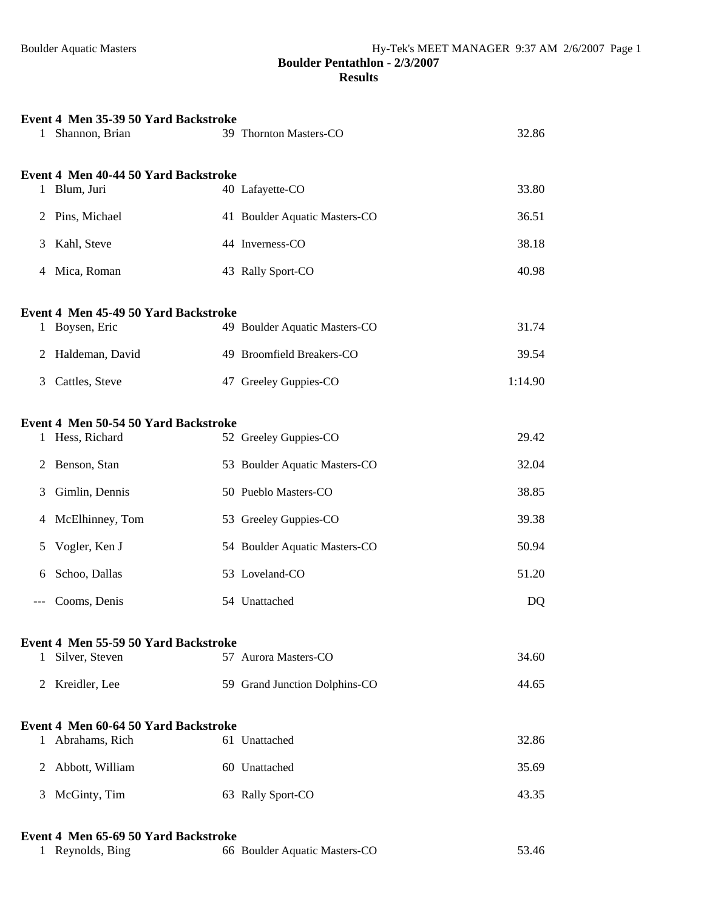## Boulder Pentathlon - 2/3/2007

### Results

**Event 4 Men 35-39 50 Yard Backstroke**

| Place | Name | Age | Team | Time |
|---|---|---|---|---|
| 1 | Shannon, Brian | 39 | Thornton Masters-CO | 32.86 |

**Event 4 Men 40-44 50 Yard Backstroke**

| Place | Name | Age | Team | Time |
|---|---|---|---|---|
| 1 | Blum, Juri | 40 | Lafayette-CO | 33.80 |
| 2 | Pins, Michael | 41 | Boulder Aquatic Masters-CO | 36.51 |
| 3 | Kahl, Steve | 44 | Inverness-CO | 38.18 |
| 4 | Mica, Roman | 43 | Rally Sport-CO | 40.98 |

**Event 4 Men 45-49 50 Yard Backstroke**

| Place | Name | Age | Team | Time |
|---|---|---|---|---|
| 1 | Boysen, Eric | 49 | Boulder Aquatic Masters-CO | 31.74 |
| 2 | Haldeman, David | 49 | Broomfield Breakers-CO | 39.54 |
| 3 | Cattles, Steve | 47 | Greeley Guppies-CO | 1:14.90 |

**Event 4 Men 50-54 50 Yard Backstroke**

| Place | Name | Age | Team | Time |
|---|---|---|---|---|
| 1 | Hess, Richard | 52 | Greeley Guppies-CO | 29.42 |
| 2 | Benson, Stan | 53 | Boulder Aquatic Masters-CO | 32.04 |
| 3 | Gimlin, Dennis | 50 | Pueblo Masters-CO | 38.85 |
| 4 | McElhinney, Tom | 53 | Greeley Guppies-CO | 39.38 |
| 5 | Vogler, Ken J | 54 | Boulder Aquatic Masters-CO | 50.94 |
| 6 | Schoo, Dallas | 53 | Loveland-CO | 51.20 |
| --- | Cooms, Denis | 54 | Unattached | DQ |

**Event 4 Men 55-59 50 Yard Backstroke**

| Place | Name | Age | Team | Time |
|---|---|---|---|---|
| 1 | Silver, Steven | 57 | Aurora Masters-CO | 34.60 |
| 2 | Kreidler, Lee | 59 | Grand Junction Dolphins-CO | 44.65 |

**Event 4 Men 60-64 50 Yard Backstroke**

| Place | Name | Age | Team | Time |
|---|---|---|---|---|
| 1 | Abrahams, Rich | 61 | Unattached | 32.86 |
| 2 | Abbott, William | 60 | Unattached | 35.69 |
| 3 | McGinty, Tim | 63 | Rally Sport-CO | 43.35 |

**Event 4 Men 65-69 50 Yard Backstroke**

| Place | Name | Age | Team | Time |
|---|---|---|---|---|
| 1 | Reynolds, Bing | 66 | Boulder Aquatic Masters-CO | 53.46 |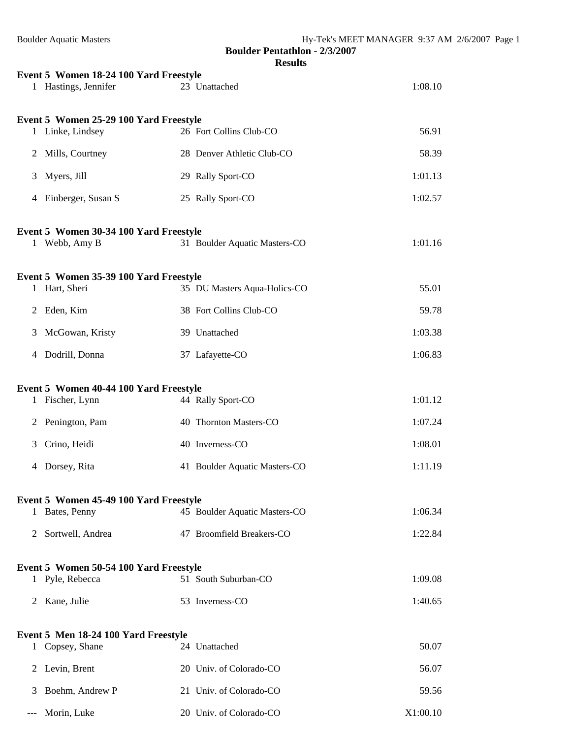**Boulder Pentathlon - 2/3/2007**

**Results**

**Event 5 Women 18-24 100 Yard Freestyle**

| | Name | Age | Team | Time |
|---|---|---|---|---|
| 1 | Hastings, Jennifer | 23 | Unattached | 1:08.10 |

**Event 5 Women 25-29 100 Yard Freestyle**

| | Name | Age | Team | Time |
|---|---|---|---|---|
| 1 | Linke, Lindsey | 26 | Fort Collins Club-CO | 56.91 |
| 2 | Mills, Courtney | 28 | Denver Athletic Club-CO | 58.39 |
| 3 | Myers, Jill | 29 | Rally Sport-CO | 1:01.13 |
| 4 | Einberger, Susan S | 25 | Rally Sport-CO | 1:02.57 |

**Event 5 Women 30-34 100 Yard Freestyle**

| | Name | Age | Team | Time |
|---|---|---|---|---|
| 1 | Webb, Amy B | 31 | Boulder Aquatic Masters-CO | 1:01.16 |

**Event 5 Women 35-39 100 Yard Freestyle**

| | Name | Age | Team | Time |
|---|---|---|---|---|
| 1 | Hart, Sheri | 35 | DU Masters Aqua-Holics-CO | 55.01 |
| 2 | Eden, Kim | 38 | Fort Collins Club-CO | 59.78 |
| 3 | McGowan, Kristy | 39 | Unattached | 1:03.38 |
| 4 | Dodrill, Donna | 37 | Lafayette-CO | 1:06.83 |

**Event 5 Women 40-44 100 Yard Freestyle**

| | Name | Age | Team | Time |
|---|---|---|---|---|
| 1 | Fischer, Lynn | 44 | Rally Sport-CO | 1:01.12 |
| 2 | Penington, Pam | 40 | Thornton Masters-CO | 1:07.24 |
| 3 | Crino, Heidi | 40 | Inverness-CO | 1:08.01 |
| 4 | Dorsey, Rita | 41 | Boulder Aquatic Masters-CO | 1:11.19 |

**Event 5 Women 45-49 100 Yard Freestyle**

| | Name | Age | Team | Time |
|---|---|---|---|---|
| 1 | Bates, Penny | 45 | Boulder Aquatic Masters-CO | 1:06.34 |
| 2 | Sortwell, Andrea | 47 | Broomfield Breakers-CO | 1:22.84 |

**Event 5 Women 50-54 100 Yard Freestyle**

| | Name | Age | Team | Time |
|---|---|---|---|---|
| 1 | Pyle, Rebecca | 51 | South Suburban-CO | 1:09.08 |
| 2 | Kane, Julie | 53 | Inverness-CO | 1:40.65 |

**Event 5 Men 18-24 100 Yard Freestyle**

| | Name | Age | Team | Time |
|---|---|---|---|---|
| 1 | Copsey, Shane | 24 | Unattached | 50.07 |
| 2 | Levin, Brent | 20 | Univ. of Colorado-CO | 56.07 |
| 3 | Boehm, Andrew P | 21 | Univ. of Colorado-CO | 59.56 |
| --- | Morin, Luke | 20 | Univ. of Colorado-CO | X1:00.10 |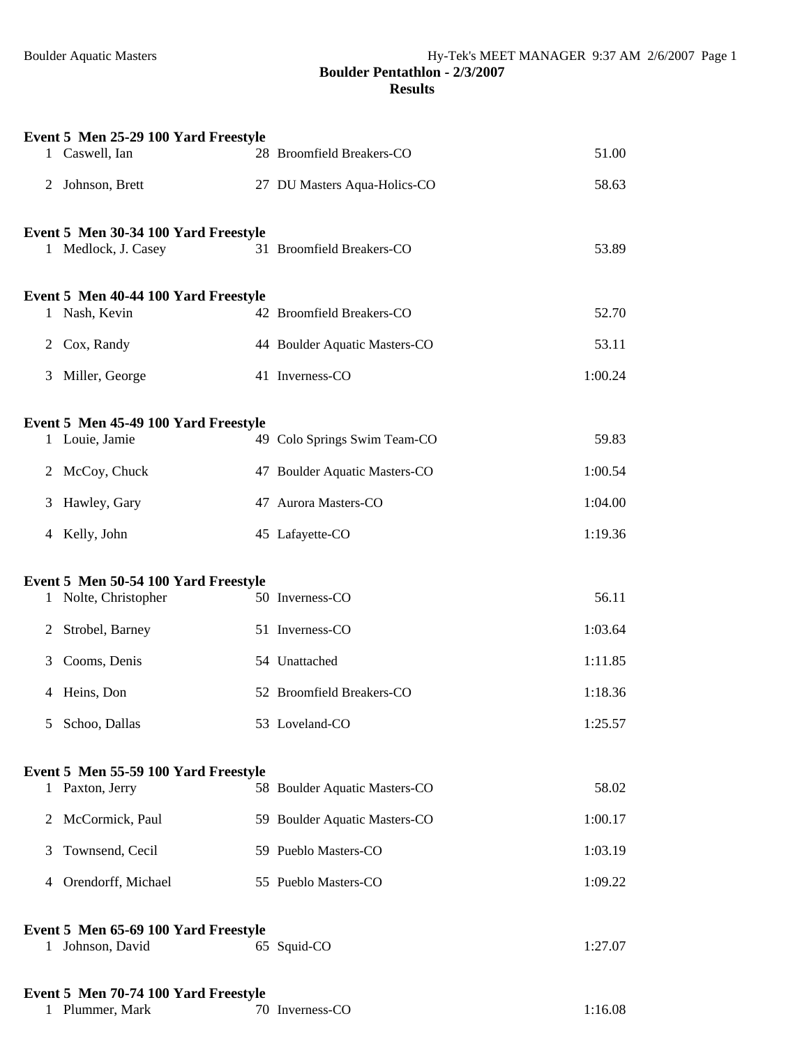# Boulder Pentathlon - 2/3/2007

## Results

### Event 5 Men 25-29 100 Yard Freestyle

| Place | Name | Age | Team | Time |
|---|---|---|---|---|
| 1 | Caswell, Ian | 28 | Broomfield Breakers-CO | 51.00 |
| 2 | Johnson, Brett | 27 | DU Masters Aqua-Holics-CO | 58.63 |

### Event 5 Men 30-34 100 Yard Freestyle

| Place | Name | Age | Team | Time |
|---|---|---|---|---|
| 1 | Medlock, J. Casey | 31 | Broomfield Breakers-CO | 53.89 |

### Event 5 Men 40-44 100 Yard Freestyle

| Place | Name | Age | Team | Time |
|---|---|---|---|---|
| 1 | Nash, Kevin | 42 | Broomfield Breakers-CO | 52.70 |
| 2 | Cox, Randy | 44 | Boulder Aquatic Masters-CO | 53.11 |
| 3 | Miller, George | 41 | Inverness-CO | 1:00.24 |

### Event 5 Men 45-49 100 Yard Freestyle

| Place | Name | Age | Team | Time |
|---|---|---|---|---|
| 1 | Louie, Jamie | 49 | Colo Springs Swim Team-CO | 59.83 |
| 2 | McCoy, Chuck | 47 | Boulder Aquatic Masters-CO | 1:00.54 |
| 3 | Hawley, Gary | 47 | Aurora Masters-CO | 1:04.00 |
| 4 | Kelly, John | 45 | Lafayette-CO | 1:19.36 |

### Event 5 Men 50-54 100 Yard Freestyle

| Place | Name | Age | Team | Time |
|---|---|---|---|---|
| 1 | Nolte, Christopher | 50 | Inverness-CO | 56.11 |
| 2 | Strobel, Barney | 51 | Inverness-CO | 1:03.64 |
| 3 | Cooms, Denis | 54 | Unattached | 1:11.85 |
| 4 | Heins, Don | 52 | Broomfield Breakers-CO | 1:18.36 |
| 5 | Schoo, Dallas | 53 | Loveland-CO | 1:25.57 |

### Event 5 Men 55-59 100 Yard Freestyle

| Place | Name | Age | Team | Time |
|---|---|---|---|---|
| 1 | Paxton, Jerry | 58 | Boulder Aquatic Masters-CO | 58.02 |
| 2 | McCormick, Paul | 59 | Boulder Aquatic Masters-CO | 1:00.17 |
| 3 | Townsend, Cecil | 59 | Pueblo Masters-CO | 1:03.19 |
| 4 | Orendorff, Michael | 55 | Pueblo Masters-CO | 1:09.22 |

### Event 5 Men 65-69 100 Yard Freestyle

| Place | Name | Age | Team | Time |
|---|---|---|---|---|
| 1 | Johnson, David | 65 | Squid-CO | 1:27.07 |

### Event 5 Men 70-74 100 Yard Freestyle

| Place | Name | Age | Team | Time |
|---|---|---|---|---|
| 1 | Plummer, Mark | 70 | Inverness-CO | 1:16.08 |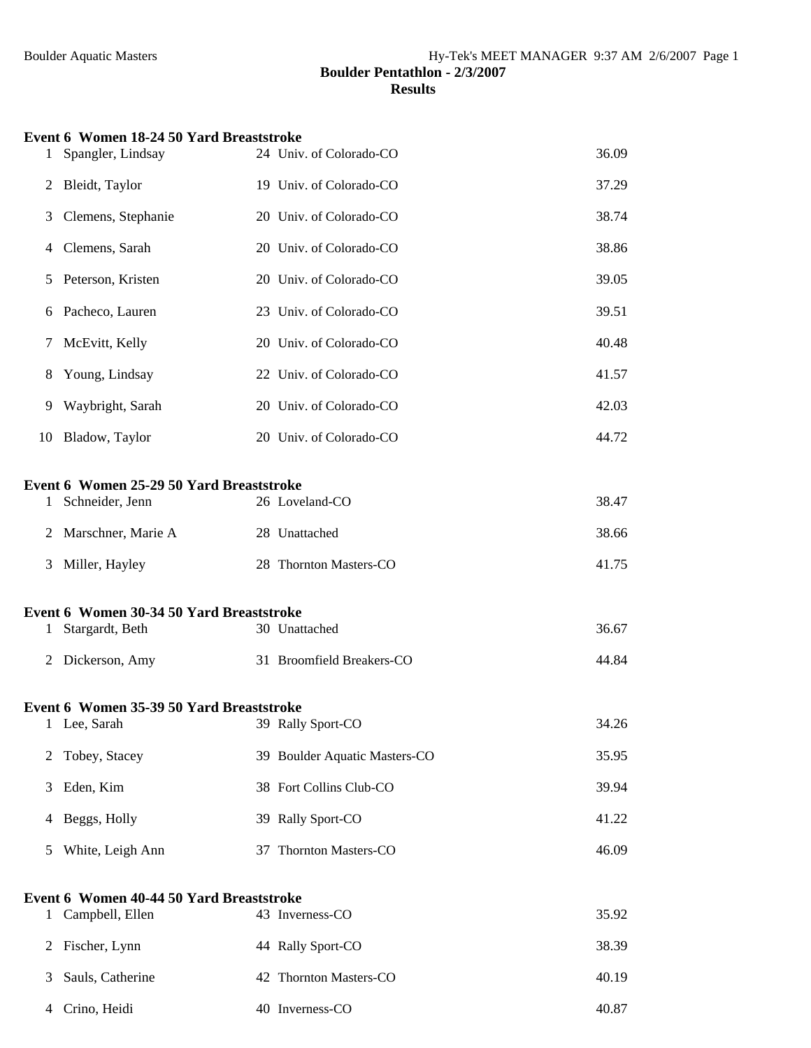**Boulder Pentathlon - 2/3/2007**
**Results**

**Event 6 Women 18-24 50 Yard Breaststroke**

| | Name | Age | Team | Time |
|---|---|---|---|---|
| 1 | Spangler, Lindsay | 24 | Univ. of Colorado-CO | 36.09 |
| 2 | Bleidt, Taylor | 19 | Univ. of Colorado-CO | 37.29 |
| 3 | Clemens, Stephanie | 20 | Univ. of Colorado-CO | 38.74 |
| 4 | Clemens, Sarah | 20 | Univ. of Colorado-CO | 38.86 |
| 5 | Peterson, Kristen | 20 | Univ. of Colorado-CO | 39.05 |
| 6 | Pacheco, Lauren | 23 | Univ. of Colorado-CO | 39.51 |
| 7 | McEvitt, Kelly | 20 | Univ. of Colorado-CO | 40.48 |
| 8 | Young, Lindsay | 22 | Univ. of Colorado-CO | 41.57 |
| 9 | Waybright, Sarah | 20 | Univ. of Colorado-CO | 42.03 |
| 10 | Bladow, Taylor | 20 | Univ. of Colorado-CO | 44.72 |

**Event 6 Women 25-29 50 Yard Breaststroke**

| | Name | Age | Team | Time |
|---|---|---|---|---|
| 1 | Schneider, Jenn | 26 | Loveland-CO | 38.47 |
| 2 | Marschner, Marie A | 28 | Unattached | 38.66 |
| 3 | Miller, Hayley | 28 | Thornton Masters-CO | 41.75 |

**Event 6 Women 30-34 50 Yard Breaststroke**

| | Name | Age | Team | Time |
|---|---|---|---|---|
| 1 | Stargardt, Beth | 30 | Unattached | 36.67 |
| 2 | Dickerson, Amy | 31 | Broomfield Breakers-CO | 44.84 |

**Event 6 Women 35-39 50 Yard Breaststroke**

| | Name | Age | Team | Time |
|---|---|---|---|---|
| 1 | Lee, Sarah | 39 | Rally Sport-CO | 34.26 |
| 2 | Tobey, Stacey | 39 | Boulder Aquatic Masters-CO | 35.95 |
| 3 | Eden, Kim | 38 | Fort Collins Club-CO | 39.94 |
| 4 | Beggs, Holly | 39 | Rally Sport-CO | 41.22 |
| 5 | White, Leigh Ann | 37 | Thornton Masters-CO | 46.09 |

**Event 6 Women 40-44 50 Yard Breaststroke**

| | Name | Age | Team | Time |
|---|---|---|---|---|
| 1 | Campbell, Ellen | 43 | Inverness-CO | 35.92 |
| 2 | Fischer, Lynn | 44 | Rally Sport-CO | 38.39 |
| 3 | Sauls, Catherine | 42 | Thornton Masters-CO | 40.19 |
| 4 | Crino, Heidi | 40 | Inverness-CO | 40.87 |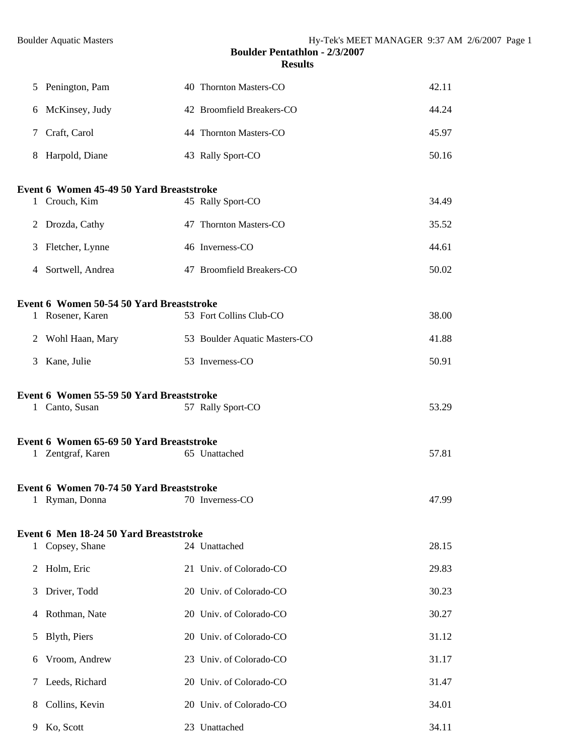## Boulder Pentathlon - 2/3/2007
### Results

| | Name | Age | Team | Time |
|---|---|---|---|---|
| 5 | Penington, Pam | 40 | Thornton Masters-CO | 42.11 |
| 6 | McKinsey, Judy | 42 | Broomfield Breakers-CO | 44.24 |
| 7 | Craft, Carol | 44 | Thornton Masters-CO | 45.97 |
| 8 | Harpold, Diane | 43 | Rally Sport-CO | 50.16 |

**Event 6 Women 45-49 50 Yard Breaststroke**

| | Name | Age | Team | Time |
|---|---|---|---|---|
| 1 | Crouch, Kim | 45 | Rally Sport-CO | 34.49 |
| 2 | Drozda, Cathy | 47 | Thornton Masters-CO | 35.52 |
| 3 | Fletcher, Lynne | 46 | Inverness-CO | 44.61 |
| 4 | Sortwell, Andrea | 47 | Broomfield Breakers-CO | 50.02 |

**Event 6 Women 50-54 50 Yard Breaststroke**

| | Name | Age | Team | Time |
|---|---|---|---|---|
| 1 | Rosener, Karen | 53 | Fort Collins Club-CO | 38.00 |
| 2 | Wohl Haan, Mary | 53 | Boulder Aquatic Masters-CO | 41.88 |
| 3 | Kane, Julie | 53 | Inverness-CO | 50.91 |

**Event 6 Women 55-59 50 Yard Breaststroke**

| | Name | Age | Team | Time |
|---|---|---|---|---|
| 1 | Canto, Susan | 57 | Rally Sport-CO | 53.29 |

**Event 6 Women 65-69 50 Yard Breaststroke**

| | Name | Age | Team | Time |
|---|---|---|---|---|
| 1 | Zentgraf, Karen | 65 | Unattached | 57.81 |

**Event 6 Women 70-74 50 Yard Breaststroke**

| | Name | Age | Team | Time |
|---|---|---|---|---|
| 1 | Ryman, Donna | 70 | Inverness-CO | 47.99 |

**Event 6 Men 18-24 50 Yard Breaststroke**

| | Name | Age | Team | Time |
|---|---|---|---|---|
| 1 | Copsey, Shane | 24 | Unattached | 28.15 |
| 2 | Holm, Eric | 21 | Univ. of Colorado-CO | 29.83 |
| 3 | Driver, Todd | 20 | Univ. of Colorado-CO | 30.23 |
| 4 | Rothman, Nate | 20 | Univ. of Colorado-CO | 30.27 |
| 5 | Blyth, Piers | 20 | Univ. of Colorado-CO | 31.12 |
| 6 | Vroom, Andrew | 23 | Univ. of Colorado-CO | 31.17 |
| 7 | Leeds, Richard | 20 | Univ. of Colorado-CO | 31.47 |
| 8 | Collins, Kevin | 20 | Univ. of Colorado-CO | 34.01 |
| 9 | Ko, Scott | 23 | Unattached | 34.11 |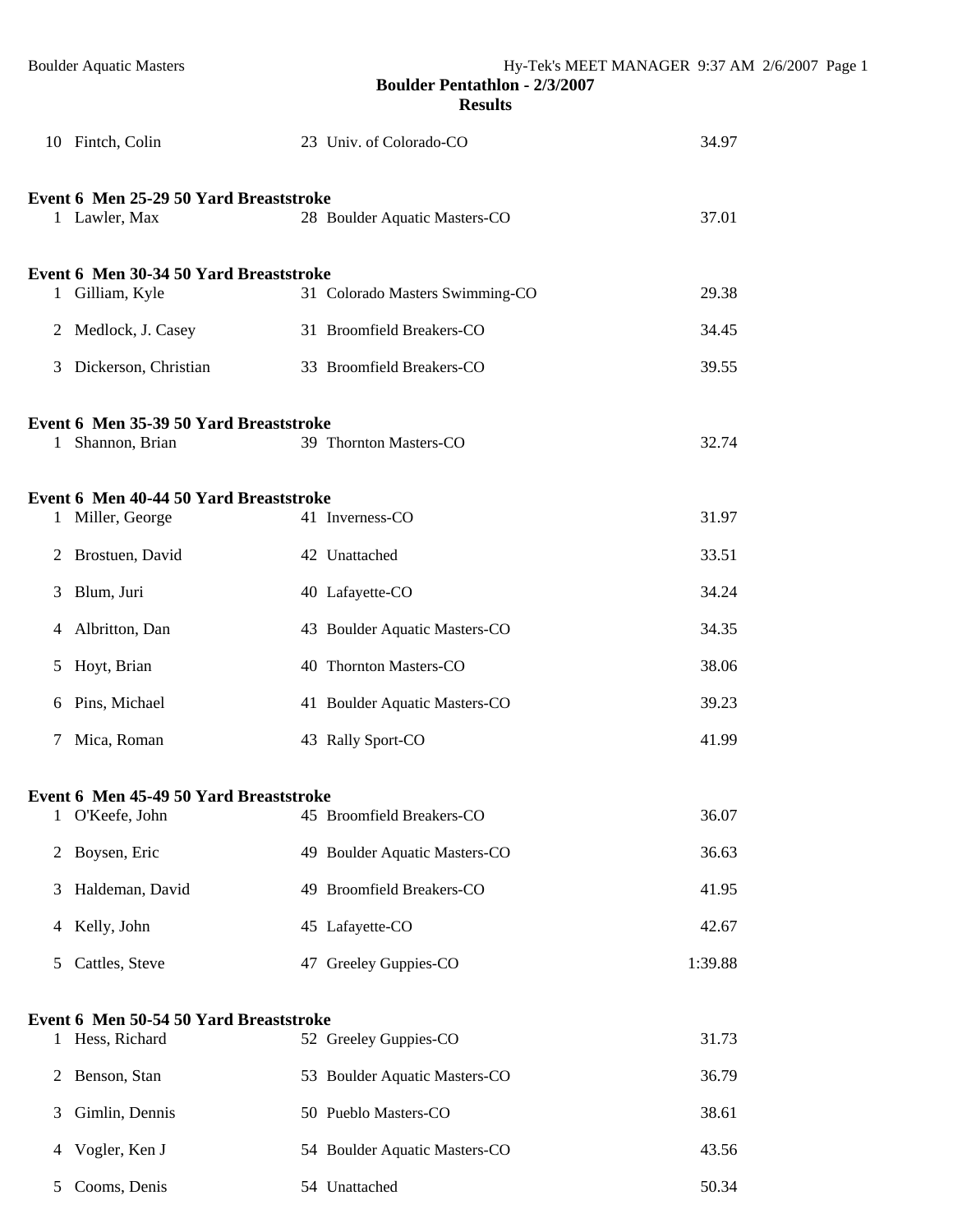| | | | | |
|---|---|---|---|---|
| 10 | Fintch, Colin | 23 | Univ. of Colorado-CO | 34.97 |

**Event 6 Men 25-29 50 Yard Breaststroke**

| | | | | |
|---|---|---|---|---|
| 1 | Lawler, Max | 28 | Boulder Aquatic Masters-CO | 37.01 |

**Event 6 Men 30-34 50 Yard Breaststroke**

| | | | | |
|---|---|---|---|---|
| 1 | Gilliam, Kyle | 31 | Colorado Masters Swimming-CO | 29.38 |
| 2 | Medlock, J. Casey | 31 | Broomfield Breakers-CO | 34.45 |
| 3 | Dickerson, Christian | 33 | Broomfield Breakers-CO | 39.55 |

**Event 6 Men 35-39 50 Yard Breaststroke**

| | | | | |
|---|---|---|---|---|
| 1 | Shannon, Brian | 39 | Thornton Masters-CO | 32.74 |

**Event 6 Men 40-44 50 Yard Breaststroke**

| | | | | |
|---|---|---|---|---|
| 1 | Miller, George | 41 | Inverness-CO | 31.97 |
| 2 | Brostuen, David | 42 | Unattached | 33.51 |
| 3 | Blum, Juri | 40 | Lafayette-CO | 34.24 |
| 4 | Albritton, Dan | 43 | Boulder Aquatic Masters-CO | 34.35 |
| 5 | Hoyt, Brian | 40 | Thornton Masters-CO | 38.06 |
| 6 | Pins, Michael | 41 | Boulder Aquatic Masters-CO | 39.23 |
| 7 | Mica, Roman | 43 | Rally Sport-CO | 41.99 |

**Event 6 Men 45-49 50 Yard Breaststroke**

| | | | | |
|---|---|---|---|---|
| 1 | O'Keefe, John | 45 | Broomfield Breakers-CO | 36.07 |
| 2 | Boysen, Eric | 49 | Boulder Aquatic Masters-CO | 36.63 |
| 3 | Haldeman, David | 49 | Broomfield Breakers-CO | 41.95 |
| 4 | Kelly, John | 45 | Lafayette-CO | 42.67 |
| 5 | Cattles, Steve | 47 | Greeley Guppies-CO | 1:39.88 |

**Event 6 Men 50-54 50 Yard Breaststroke**

| | | | | |
|---|---|---|---|---|
| 1 | Hess, Richard | 52 | Greeley Guppies-CO | 31.73 |
| 2 | Benson, Stan | 53 | Boulder Aquatic Masters-CO | 36.79 |
| 3 | Gimlin, Dennis | 50 | Pueblo Masters-CO | 38.61 |
| 4 | Vogler, Ken J | 54 | Boulder Aquatic Masters-CO | 43.56 |
| 5 | Cooms, Denis | 54 | Unattached | 50.34 |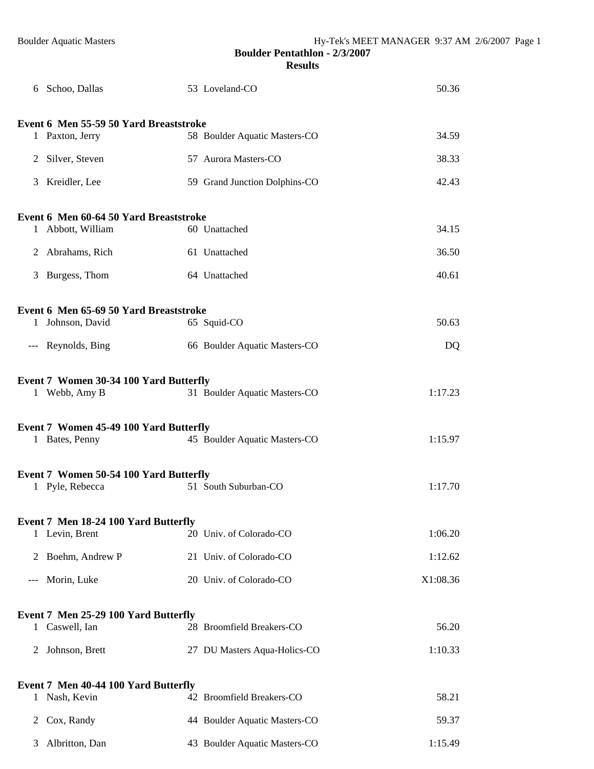# Boulder Pentathlon - 2/3/2007

## Results

| | | | |
|---|---|---|---|
| 6 | Schoo, Dallas | 53 Loveland-CO | 50.36 |

**Event 6 Men 55-59 50 Yard Breaststroke**

| | | | |
|---|---|---|---|
| 1 | Paxton, Jerry | 58 Boulder Aquatic Masters-CO | 34.59 |
| 2 | Silver, Steven | 57 Aurora Masters-CO | 38.33 |
| 3 | Kreidler, Lee | 59 Grand Junction Dolphins-CO | 42.43 |

**Event 6 Men 60-64 50 Yard Breaststroke**

| | | | |
|---|---|---|---|
| 1 | Abbott, William | 60 Unattached | 34.15 |
| 2 | Abrahams, Rich | 61 Unattached | 36.50 |
| 3 | Burgess, Thom | 64 Unattached | 40.61 |

**Event 6 Men 65-69 50 Yard Breaststroke**

| | | | |
|---|---|---|---|
| 1 | Johnson, David | 65 Squid-CO | 50.63 |
| --- | Reynolds, Bing | 66 Boulder Aquatic Masters-CO | DQ |

**Event 7 Women 30-34 100 Yard Butterfly**

| | | | |
|---|---|---|---|
| 1 | Webb, Amy B | 31 Boulder Aquatic Masters-CO | 1:17.23 |

**Event 7 Women 45-49 100 Yard Butterfly**

| | | | |
|---|---|---|---|
| 1 | Bates, Penny | 45 Boulder Aquatic Masters-CO | 1:15.97 |

**Event 7 Women 50-54 100 Yard Butterfly**

| | | | |
|---|---|---|---|
| 1 | Pyle, Rebecca | 51 South Suburban-CO | 1:17.70 |

**Event 7 Men 18-24 100 Yard Butterfly**

| | | | |
|---|---|---|---|
| 1 | Levin, Brent | 20 Univ. of Colorado-CO | 1:06.20 |
| 2 | Boehm, Andrew P | 21 Univ. of Colorado-CO | 1:12.62 |
| --- | Morin, Luke | 20 Univ. of Colorado-CO | X1:08.36 |

**Event 7 Men 25-29 100 Yard Butterfly**

| | | | |
|---|---|---|---|
| 1 | Caswell, Ian | 28 Broomfield Breakers-CO | 56.20 |
| 2 | Johnson, Brett | 27 DU Masters Aqua-Holics-CO | 1:10.33 |

**Event 7 Men 40-44 100 Yard Butterfly**

| | | | |
|---|---|---|---|
| 1 | Nash, Kevin | 42 Broomfield Breakers-CO | 58.21 |
| 2 | Cox, Randy | 44 Boulder Aquatic Masters-CO | 59.37 |
| 3 | Albritton, Dan | 43 Boulder Aquatic Masters-CO | 1:15.49 |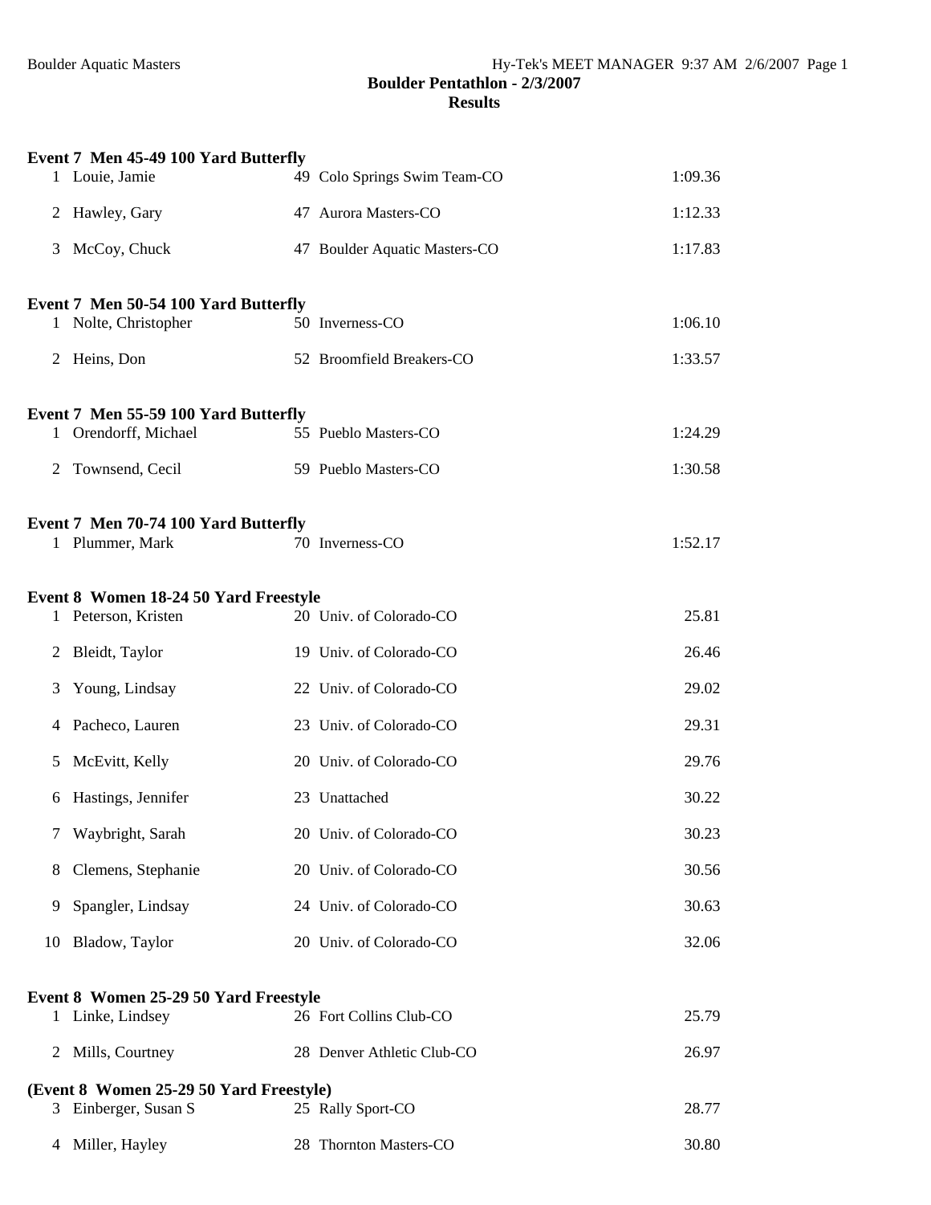## Boulder Pentathlon - 2/3/2007

### Results

**Event 7 Men 45-49 100 Yard Butterfly**

| Place | Name | Age | Team | Time |
|---|---|---|---|---|
| 1 | Louie, Jamie | 49 | Colo Springs Swim Team-CO | 1:09.36 |
| 2 | Hawley, Gary | 47 | Aurora Masters-CO | 1:12.33 |
| 3 | McCoy, Chuck | 47 | Boulder Aquatic Masters-CO | 1:17.83 |

**Event 7 Men 50-54 100 Yard Butterfly**

| Place | Name | Age | Team | Time |
|---|---|---|---|---|
| 1 | Nolte, Christopher | 50 | Inverness-CO | 1:06.10 |
| 2 | Heins, Don | 52 | Broomfield Breakers-CO | 1:33.57 |

**Event 7 Men 55-59 100 Yard Butterfly**

| Place | Name | Age | Team | Time |
|---|---|---|---|---|
| 1 | Orendorff, Michael | 55 | Pueblo Masters-CO | 1:24.29 |
| 2 | Townsend, Cecil | 59 | Pueblo Masters-CO | 1:30.58 |

**Event 7 Men 70-74 100 Yard Butterfly**

| Place | Name | Age | Team | Time |
|---|---|---|---|---|
| 1 | Plummer, Mark | 70 | Inverness-CO | 1:52.17 |

**Event 8 Women 18-24 50 Yard Freestyle**

| Place | Name | Age | Team | Time |
|---|---|---|---|---|
| 1 | Peterson, Kristen | 20 | Univ. of Colorado-CO | 25.81 |
| 2 | Bleidt, Taylor | 19 | Univ. of Colorado-CO | 26.46 |
| 3 | Young, Lindsay | 22 | Univ. of Colorado-CO | 29.02 |
| 4 | Pacheco, Lauren | 23 | Univ. of Colorado-CO | 29.31 |
| 5 | McEvitt, Kelly | 20 | Univ. of Colorado-CO | 29.76 |
| 6 | Hastings, Jennifer | 23 | Unattached | 30.22 |
| 7 | Waybright, Sarah | 20 | Univ. of Colorado-CO | 30.23 |
| 8 | Clemens, Stephanie | 20 | Univ. of Colorado-CO | 30.56 |
| 9 | Spangler, Lindsay | 24 | Univ. of Colorado-CO | 30.63 |
| 10 | Bladow, Taylor | 20 | Univ. of Colorado-CO | 32.06 |

**Event 8 Women 25-29 50 Yard Freestyle**

| Place | Name | Age | Team | Time |
|---|---|---|---|---|
| 1 | Linke, Lindsey | 26 | Fort Collins Club-CO | 25.79 |
| 2 | Mills, Courtney | 28 | Denver Athletic Club-CO | 26.97 |
| 3 | Einberger, Susan S | 25 | Rally Sport-CO | 28.77 |
| 4 | Miller, Hayley | 28 | Thornton Masters-CO | 30.80 |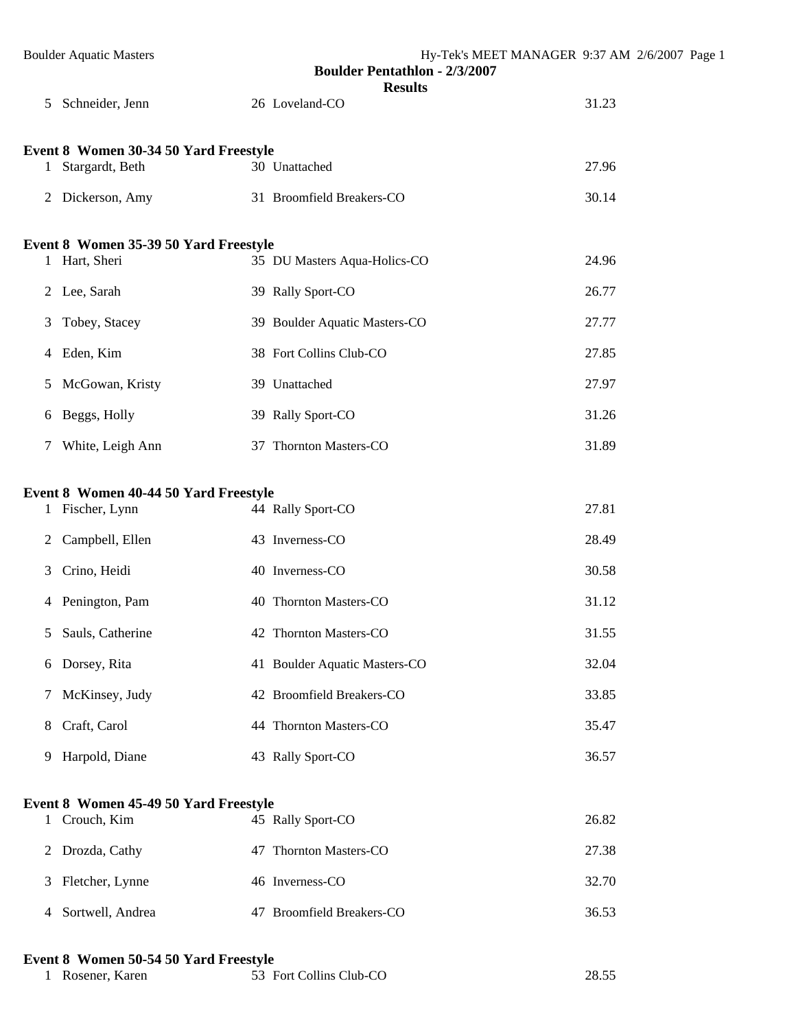| 5 | Schneider, Jenn | 26 | Loveland-CO | 31.23 |
|---|---|---|---|---|

### Event 8 Women 30-34 50 Yard Freestyle

| | Name | Age | Team | Time |
|---|---|---|---|---|
| 1 | Stargardt, Beth | 30 | Unattached | 27.96 |
| 2 | Dickerson, Amy | 31 | Broomfield Breakers-CO | 30.14 |

### Event 8 Women 35-39 50 Yard Freestyle

| | Name | Age | Team | Time |
|---|---|---|---|---|
| 1 | Hart, Sheri | 35 | DU Masters Aqua-Holics-CO | 24.96 |
| 2 | Lee, Sarah | 39 | Rally Sport-CO | 26.77 |
| 3 | Tobey, Stacey | 39 | Boulder Aquatic Masters-CO | 27.77 |
| 4 | Eden, Kim | 38 | Fort Collins Club-CO | 27.85 |
| 5 | McGowan, Kristy | 39 | Unattached | 27.97 |
| 6 | Beggs, Holly | 39 | Rally Sport-CO | 31.26 |
| 7 | White, Leigh Ann | 37 | Thornton Masters-CO | 31.89 |

### Event 8 Women 40-44 50 Yard Freestyle

| | Name | Age | Team | Time |
|---|---|---|---|---|
| 1 | Fischer, Lynn | 44 | Rally Sport-CO | 27.81 |
| 2 | Campbell, Ellen | 43 | Inverness-CO | 28.49 |
| 3 | Crino, Heidi | 40 | Inverness-CO | 30.58 |
| 4 | Penington, Pam | 40 | Thornton Masters-CO | 31.12 |
| 5 | Sauls, Catherine | 42 | Thornton Masters-CO | 31.55 |
| 6 | Dorsey, Rita | 41 | Boulder Aquatic Masters-CO | 32.04 |
| 7 | McKinsey, Judy | 42 | Broomfield Breakers-CO | 33.85 |
| 8 | Craft, Carol | 44 | Thornton Masters-CO | 35.47 |
| 9 | Harpold, Diane | 43 | Rally Sport-CO | 36.57 |

### Event 8 Women 45-49 50 Yard Freestyle

| | Name | Age | Team | Time |
|---|---|---|---|---|
| 1 | Crouch, Kim | 45 | Rally Sport-CO | 26.82 |
| 2 | Drozda, Cathy | 47 | Thornton Masters-CO | 27.38 |
| 3 | Fletcher, Lynne | 46 | Inverness-CO | 32.70 |
| 4 | Sortwell, Andrea | 47 | Broomfield Breakers-CO | 36.53 |

### Event 8 Women 50-54 50 Yard Freestyle

| | Name | Age | Team | Time |
|---|---|---|---|---|
| 1 | Rosener, Karen | 53 | Fort Collins Club-CO | 28.55 |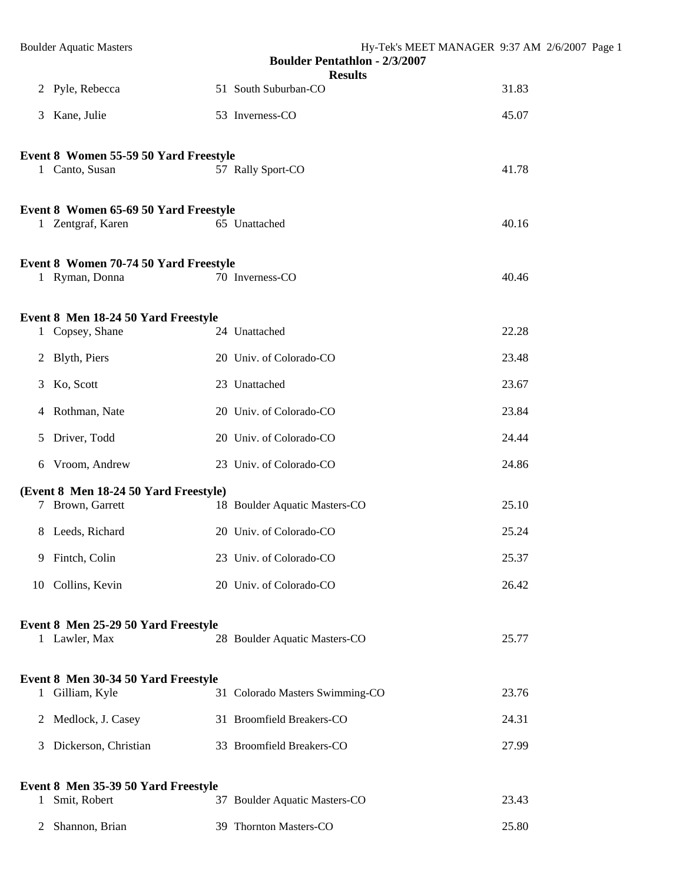**Boulder Pentathlon - 2/3/2007**

**Results**

| | | | | |
|---|---|---|---|---|
| 2 | Pyle, Rebecca | 51 | South Suburban-CO | 31.83 |
| 3 | Kane, Julie | 53 | Inverness-CO | 45.07 |

**Event 8 Women 55-59 50 Yard Freestyle**

| | | | | |
|---|---|---|---|---|
| 1 | Canto, Susan | 57 | Rally Sport-CO | 41.78 |

**Event 8 Women 65-69 50 Yard Freestyle**

| | | | | |
|---|---|---|---|---|
| 1 | Zentgraf, Karen | 65 | Unattached | 40.16 |

**Event 8 Women 70-74 50 Yard Freestyle**

| | | | | |
|---|---|---|---|---|
| 1 | Ryman, Donna | 70 | Inverness-CO | 40.46 |

**Event 8 Men 18-24 50 Yard Freestyle**

| | | | | |
|---|---|---|---|---|
| 1 | Copsey, Shane | 24 | Unattached | 22.28 |
| 2 | Blyth, Piers | 20 | Univ. of Colorado-CO | 23.48 |
| 3 | Ko, Scott | 23 | Unattached | 23.67 |
| 4 | Rothman, Nate | 20 | Univ. of Colorado-CO | 23.84 |
| 5 | Driver, Todd | 20 | Univ. of Colorado-CO | 24.44 |
| 6 | Vroom, Andrew | 23 | Univ. of Colorado-CO | 24.86 |

**(Event 8 Men 18-24 50 Yard Freestyle)**

| | | | | |
|---|---|---|---|---|
| 7 | Brown, Garrett | 18 | Boulder Aquatic Masters-CO | 25.10 |
| 8 | Leeds, Richard | 20 | Univ. of Colorado-CO | 25.24 |
| 9 | Fintch, Colin | 23 | Univ. of Colorado-CO | 25.37 |
| 10 | Collins, Kevin | 20 | Univ. of Colorado-CO | 26.42 |

**Event 8 Men 25-29 50 Yard Freestyle**

| | | | | |
|---|---|---|---|---|
| 1 | Lawler, Max | 28 | Boulder Aquatic Masters-CO | 25.77 |

**Event 8 Men 30-34 50 Yard Freestyle**

| | | | | |
|---|---|---|---|---|
| 1 | Gilliam, Kyle | 31 | Colorado Masters Swimming-CO | 23.76 |
| 2 | Medlock, J. Casey | 31 | Broomfield Breakers-CO | 24.31 |
| 3 | Dickerson, Christian | 33 | Broomfield Breakers-CO | 27.99 |

**Event 8 Men 35-39 50 Yard Freestyle**

| | | | | |
|---|---|---|---|---|
| 1 | Smit, Robert | 37 | Boulder Aquatic Masters-CO | 23.43 |
| 2 | Shannon, Brian | 39 | Thornton Masters-CO | 25.80 |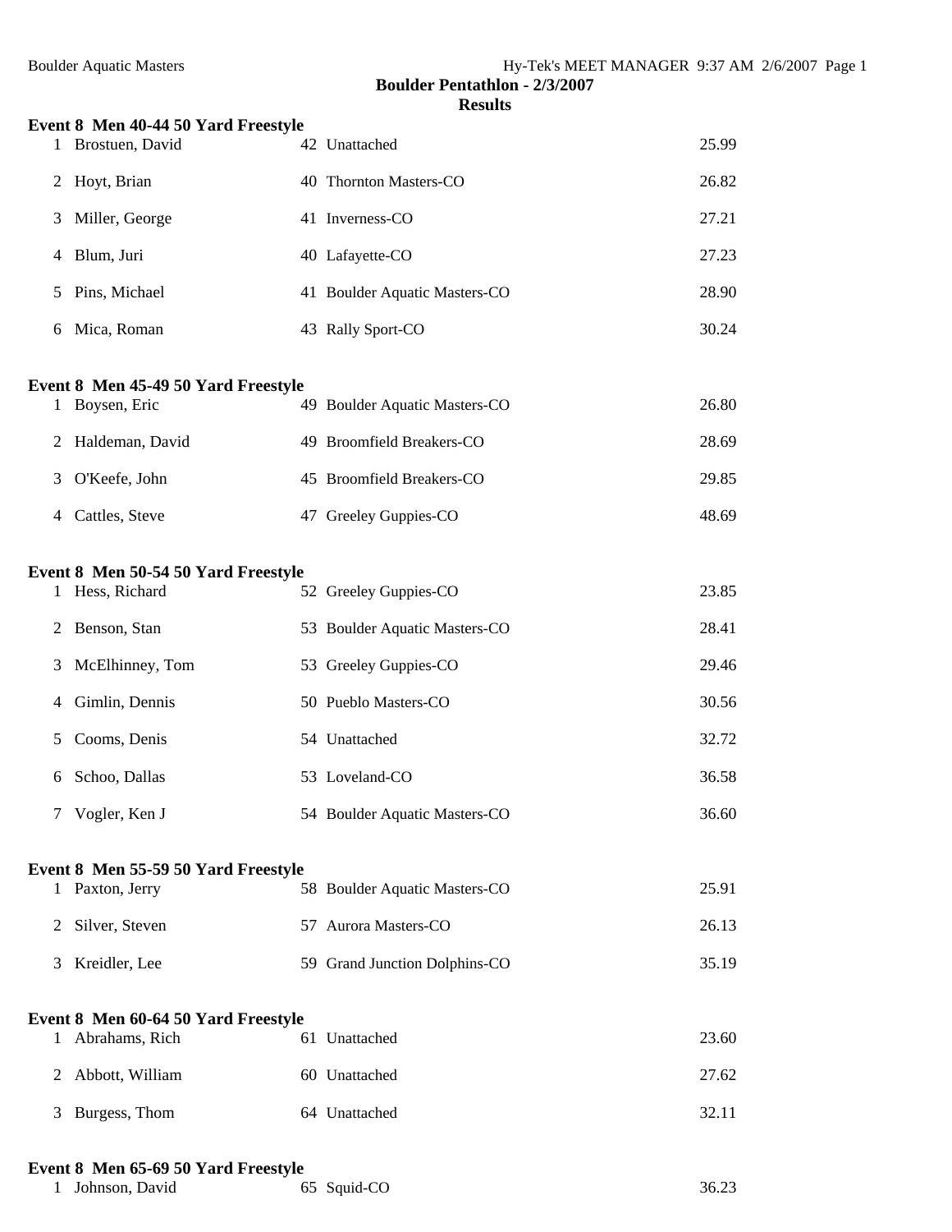**Boulder Pentathlon - 2/3/2007**

**Results**

**Event 8 Men 40-44 50 Yard Freestyle**

| | Name | Age | Team | Time |
|---|---|---|---|---|
| 1 | Brostuen, David | 42 | Unattached | 25.99 |
| 2 | Hoyt, Brian | 40 | Thornton Masters-CO | 26.82 |
| 3 | Miller, George | 41 | Inverness-CO | 27.21 |
| 4 | Blum, Juri | 40 | Lafayette-CO | 27.23 |
| 5 | Pins, Michael | 41 | Boulder Aquatic Masters-CO | 28.90 |
| 6 | Mica, Roman | 43 | Rally Sport-CO | 30.24 |

**Event 8 Men 45-49 50 Yard Freestyle**

| | Name | Age | Team | Time |
|---|---|---|---|---|
| 1 | Boysen, Eric | 49 | Boulder Aquatic Masters-CO | 26.80 |
| 2 | Haldeman, David | 49 | Broomfield Breakers-CO | 28.69 |
| 3 | O'Keefe, John | 45 | Broomfield Breakers-CO | 29.85 |
| 4 | Cattles, Steve | 47 | Greeley Guppies-CO | 48.69 |

**Event 8 Men 50-54 50 Yard Freestyle**

| | Name | Age | Team | Time |
|---|---|---|---|---|
| 1 | Hess, Richard | 52 | Greeley Guppies-CO | 23.85 |
| 2 | Benson, Stan | 53 | Boulder Aquatic Masters-CO | 28.41 |
| 3 | McElhinney, Tom | 53 | Greeley Guppies-CO | 29.46 |
| 4 | Gimlin, Dennis | 50 | Pueblo Masters-CO | 30.56 |
| 5 | Cooms, Denis | 54 | Unattached | 32.72 |
| 6 | Schoo, Dallas | 53 | Loveland-CO | 36.58 |
| 7 | Vogler, Ken J | 54 | Boulder Aquatic Masters-CO | 36.60 |

**Event 8 Men 55-59 50 Yard Freestyle**

| | Name | Age | Team | Time |
|---|---|---|---|---|
| 1 | Paxton, Jerry | 58 | Boulder Aquatic Masters-CO | 25.91 |
| 2 | Silver, Steven | 57 | Aurora Masters-CO | 26.13 |
| 3 | Kreidler, Lee | 59 | Grand Junction Dolphins-CO | 35.19 |

**Event 8 Men 60-64 50 Yard Freestyle**

| | Name | Age | Team | Time |
|---|---|---|---|---|
| 1 | Abrahams, Rich | 61 | Unattached | 23.60 |
| 2 | Abbott, William | 60 | Unattached | 27.62 |
| 3 | Burgess, Thom | 64 | Unattached | 32.11 |

**Event 8 Men 65-69 50 Yard Freestyle**

| | Name | Age | Team | Time |
|---|---|---|---|---|
| 1 | Johnson, David | 65 | Squid-CO | 36.23 |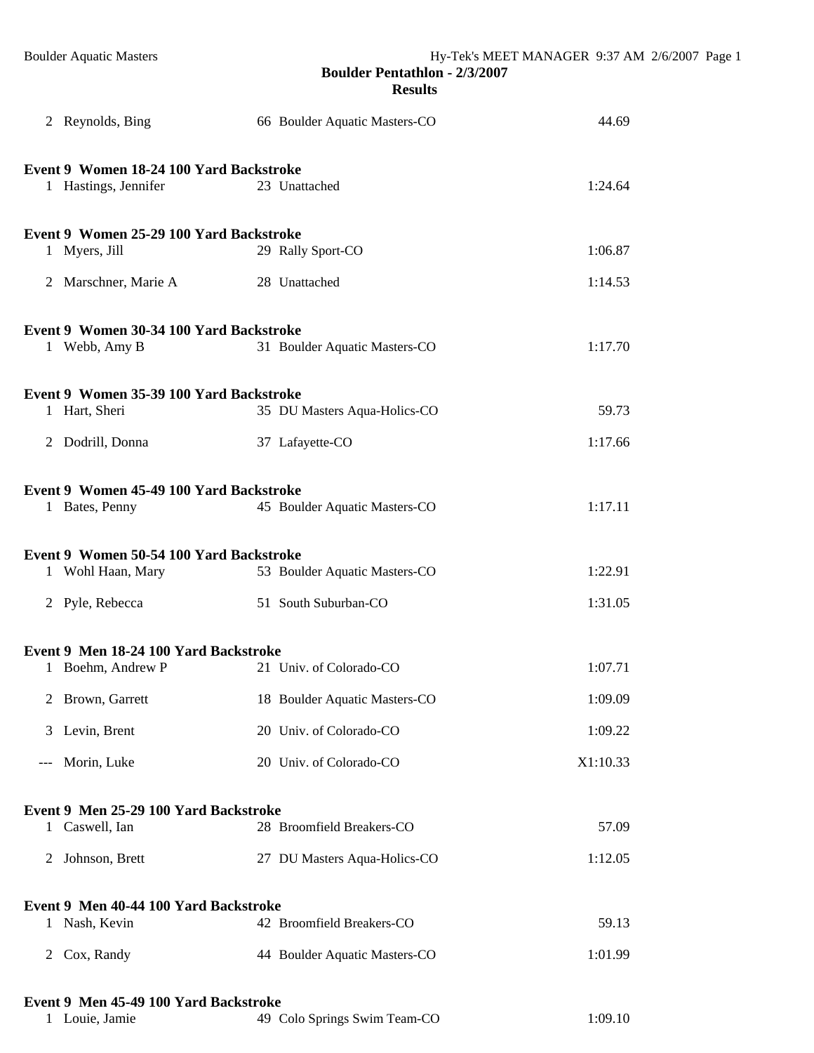**Boulder Pentathlon - 2/3/2007**

**Results**

| | | | | |
|---|---|---|---|---|
| 2 | Reynolds, Bing | 66 | Boulder Aquatic Masters-CO | 44.69 |

**Event 9 Women 18-24 100 Yard Backstroke**

| | | | | |
|---|---|---|---|---|
| 1 | Hastings, Jennifer | 23 | Unattached | 1:24.64 |

**Event 9 Women 25-29 100 Yard Backstroke**

| | | | | |
|---|---|---|---|---|
| 1 | Myers, Jill | 29 | Rally Sport-CO | 1:06.87 |
| 2 | Marschner, Marie A | 28 | Unattached | 1:14.53 |

**Event 9 Women 30-34 100 Yard Backstroke**

| | | | | |
|---|---|---|---|---|
| 1 | Webb, Amy B | 31 | Boulder Aquatic Masters-CO | 1:17.70 |

**Event 9 Women 35-39 100 Yard Backstroke**

| | | | | |
|---|---|---|---|---|
| 1 | Hart, Sheri | 35 | DU Masters Aqua-Holics-CO | 59.73 |
| 2 | Dodrill, Donna | 37 | Lafayette-CO | 1:17.66 |

**Event 9 Women 45-49 100 Yard Backstroke**

| | | | | |
|---|---|---|---|---|
| 1 | Bates, Penny | 45 | Boulder Aquatic Masters-CO | 1:17.11 |

**Event 9 Women 50-54 100 Yard Backstroke**

| | | | | |
|---|---|---|---|---|
| 1 | Wohl Haan, Mary | 53 | Boulder Aquatic Masters-CO | 1:22.91 |
| 2 | Pyle, Rebecca | 51 | South Suburban-CO | 1:31.05 |

**Event 9 Men 18-24 100 Yard Backstroke**

| | | | | |
|---|---|---|---|---|
| 1 | Boehm, Andrew P | 21 | Univ. of Colorado-CO | 1:07.71 |
| 2 | Brown, Garrett | 18 | Boulder Aquatic Masters-CO | 1:09.09 |
| 3 | Levin, Brent | 20 | Univ. of Colorado-CO | 1:09.22 |
| --- | Morin, Luke | 20 | Univ. of Colorado-CO | X1:10.33 |

**Event 9 Men 25-29 100 Yard Backstroke**

| | | | | |
|---|---|---|---|---|
| 1 | Caswell, Ian | 28 | Broomfield Breakers-CO | 57.09 |
| 2 | Johnson, Brett | 27 | DU Masters Aqua-Holics-CO | 1:12.05 |

**Event 9 Men 40-44 100 Yard Backstroke**

| | | | | |
|---|---|---|---|---|
| 1 | Nash, Kevin | 42 | Broomfield Breakers-CO | 59.13 |
| 2 | Cox, Randy | 44 | Boulder Aquatic Masters-CO | 1:01.99 |

**Event 9 Men 45-49 100 Yard Backstroke**

| | | | | |
|---|---|---|---|---|
| 1 | Louie, Jamie | 49 | Colo Springs Swim Team-CO | 1:09.10 |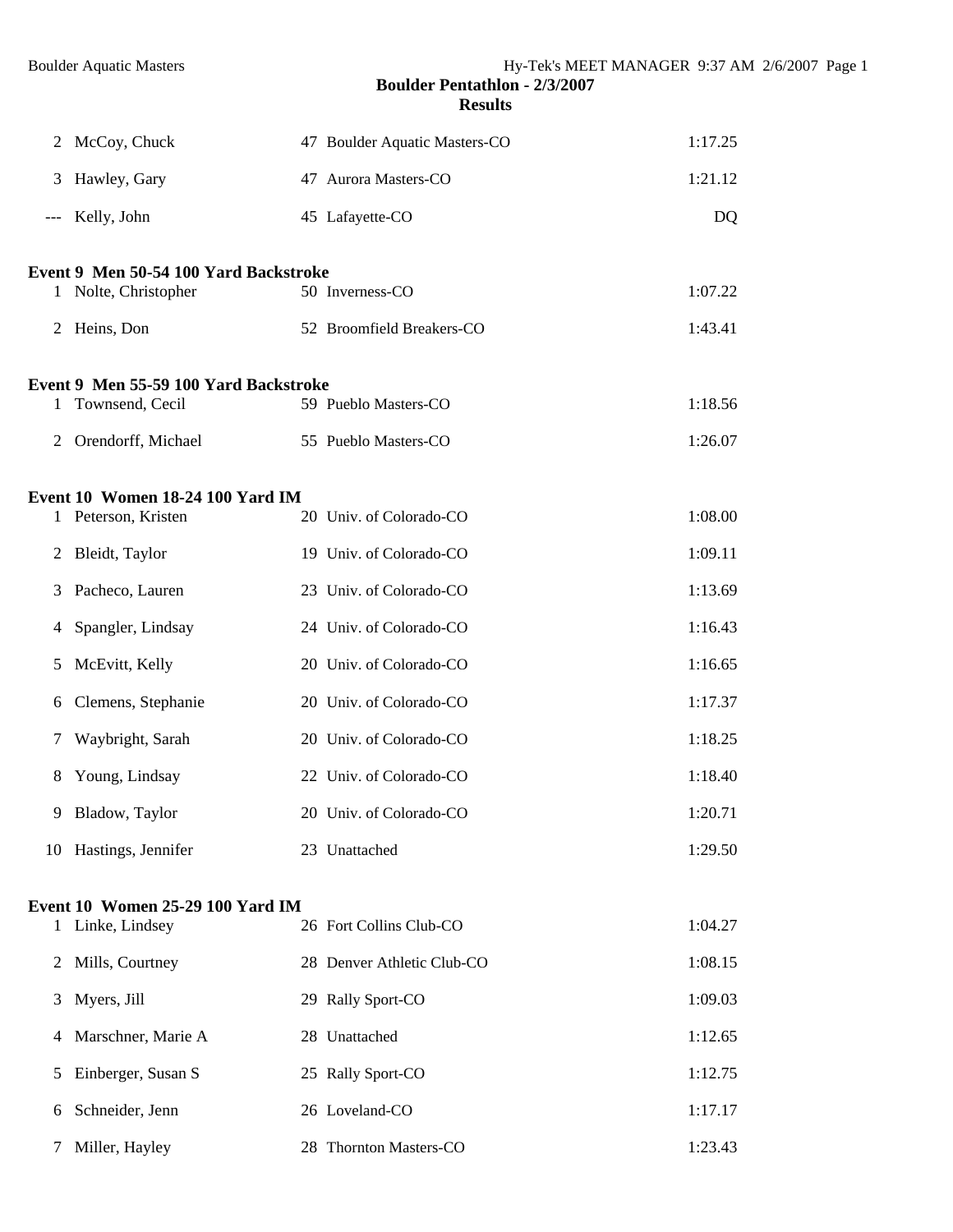| Place | Name | Age | Team | Time |
|---|---|---|---|---|
| 2 | McCoy, Chuck | 47 | Boulder Aquatic Masters-CO | 1:17.25 |
| 3 | Hawley, Gary | 47 | Aurora Masters-CO | 1:21.12 |
| --- | Kelly, John | 45 | Lafayette-CO | DQ |

**Event 9 Men 50-54 100 Yard Backstroke**

| Place | Name | Age | Team | Time |
|---|---|---|---|---|
| 1 | Nolte, Christopher | 50 | Inverness-CO | 1:07.22 |
| 2 | Heins, Don | 52 | Broomfield Breakers-CO | 1:43.41 |

**Event 9 Men 55-59 100 Yard Backstroke**

| Place | Name | Age | Team | Time |
|---|---|---|---|---|
| 1 | Townsend, Cecil | 59 | Pueblo Masters-CO | 1:18.56 |
| 2 | Orendorff, Michael | 55 | Pueblo Masters-CO | 1:26.07 |

**Event 10 Women 18-24 100 Yard IM**

| Place | Name | Age | Team | Time |
|---|---|---|---|---|
| 1 | Peterson, Kristen | 20 | Univ. of Colorado-CO | 1:08.00 |
| 2 | Bleidt, Taylor | 19 | Univ. of Colorado-CO | 1:09.11 |
| 3 | Pacheco, Lauren | 23 | Univ. of Colorado-CO | 1:13.69 |
| 4 | Spangler, Lindsay | 24 | Univ. of Colorado-CO | 1:16.43 |
| 5 | McEvitt, Kelly | 20 | Univ. of Colorado-CO | 1:16.65 |
| 6 | Clemens, Stephanie | 20 | Univ. of Colorado-CO | 1:17.37 |
| 7 | Waybright, Sarah | 20 | Univ. of Colorado-CO | 1:18.25 |
| 8 | Young, Lindsay | 22 | Univ. of Colorado-CO | 1:18.40 |
| 9 | Bladow, Taylor | 20 | Univ. of Colorado-CO | 1:20.71 |
| 10 | Hastings, Jennifer | 23 | Unattached | 1:29.50 |

**Event 10 Women 25-29 100 Yard IM**

| Place | Name | Age | Team | Time |
|---|---|---|---|---|
| 1 | Linke, Lindsey | 26 | Fort Collins Club-CO | 1:04.27 |
| 2 | Mills, Courtney | 28 | Denver Athletic Club-CO | 1:08.15 |
| 3 | Myers, Jill | 29 | Rally Sport-CO | 1:09.03 |
| 4 | Marschner, Marie A | 28 | Unattached | 1:12.65 |
| 5 | Einberger, Susan S | 25 | Rally Sport-CO | 1:12.75 |
| 6 | Schneider, Jenn | 26 | Loveland-CO | 1:17.17 |
| 7 | Miller, Hayley | 28 | Thornton Masters-CO | 1:23.43 |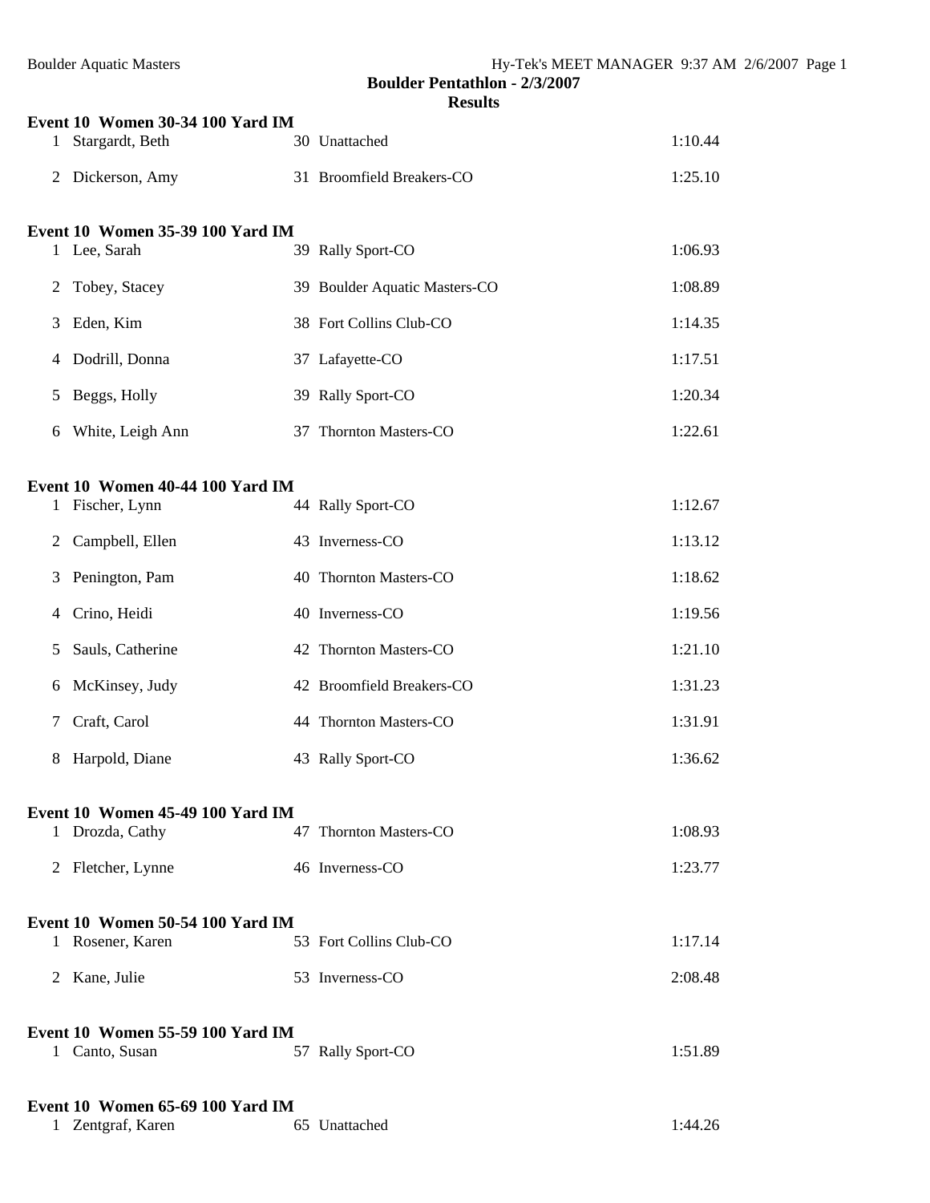## Boulder Pentathlon - 2/3/2007

### Results

**Event 10 Women 30-34 100 Yard IM**

| | Name | Age | Team | Time |
|---|---|---|---|---|
| 1 | Stargardt, Beth | 30 | Unattached | 1:10.44 |
| 2 | Dickerson, Amy | 31 | Broomfield Breakers-CO | 1:25.10 |

**Event 10 Women 35-39 100 Yard IM**

| | Name | Age | Team | Time |
|---|---|---|---|---|
| 1 | Lee, Sarah | 39 | Rally Sport-CO | 1:06.93 |
| 2 | Tobey, Stacey | 39 | Boulder Aquatic Masters-CO | 1:08.89 |
| 3 | Eden, Kim | 38 | Fort Collins Club-CO | 1:14.35 |
| 4 | Dodrill, Donna | 37 | Lafayette-CO | 1:17.51 |
| 5 | Beggs, Holly | 39 | Rally Sport-CO | 1:20.34 |
| 6 | White, Leigh Ann | 37 | Thornton Masters-CO | 1:22.61 |

**Event 10 Women 40-44 100 Yard IM**

| | Name | Age | Team | Time |
|---|---|---|---|---|
| 1 | Fischer, Lynn | 44 | Rally Sport-CO | 1:12.67 |
| 2 | Campbell, Ellen | 43 | Inverness-CO | 1:13.12 |
| 3 | Penington, Pam | 40 | Thornton Masters-CO | 1:18.62 |
| 4 | Crino, Heidi | 40 | Inverness-CO | 1:19.56 |
| 5 | Sauls, Catherine | 42 | Thornton Masters-CO | 1:21.10 |
| 6 | McKinsey, Judy | 42 | Broomfield Breakers-CO | 1:31.23 |
| 7 | Craft, Carol | 44 | Thornton Masters-CO | 1:31.91 |
| 8 | Harpold, Diane | 43 | Rally Sport-CO | 1:36.62 |

**Event 10 Women 45-49 100 Yard IM**

| | Name | Age | Team | Time |
|---|---|---|---|---|
| 1 | Drozda, Cathy | 47 | Thornton Masters-CO | 1:08.93 |
| 2 | Fletcher, Lynne | 46 | Inverness-CO | 1:23.77 |

**Event 10 Women 50-54 100 Yard IM**

| | Name | Age | Team | Time |
|---|---|---|---|---|
| 1 | Rosener, Karen | 53 | Fort Collins Club-CO | 1:17.14 |
| 2 | Kane, Julie | 53 | Inverness-CO | 2:08.48 |

**Event 10 Women 55-59 100 Yard IM**

| | Name | Age | Team | Time |
|---|---|---|---|---|
| 1 | Canto, Susan | 57 | Rally Sport-CO | 1:51.89 |

**Event 10 Women 65-69 100 Yard IM**

| | Name | Age | Team | Time |
|---|---|---|---|---|
| 1 | Zentgraf, Karen | 65 | Unattached | 1:44.26 |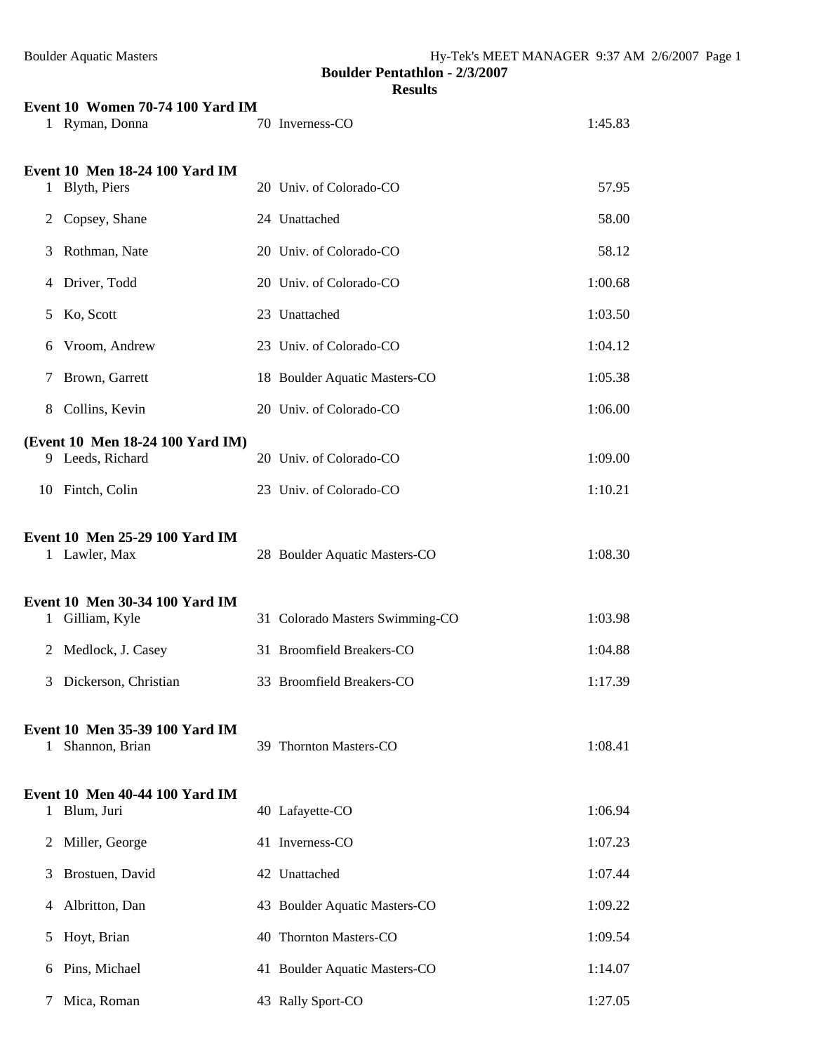**Boulder Pentathlon - 2/3/2007**

**Results**

**Event 10 Women 70-74 100 Yard IM**

| | Name | Age | Team | Time |
|---|---|---|---|---|
| 1 | Ryman, Donna | 70 | Inverness-CO | 1:45.83 |

**Event 10 Men 18-24 100 Yard IM**

| | Name | Age | Team | Time |
|---|---|---|---|---|
| 1 | Blyth, Piers | 20 | Univ. of Colorado-CO | 57.95 |
| 2 | Copsey, Shane | 24 | Unattached | 58.00 |
| 3 | Rothman, Nate | 20 | Univ. of Colorado-CO | 58.12 |
| 4 | Driver, Todd | 20 | Univ. of Colorado-CO | 1:00.68 |
| 5 | Ko, Scott | 23 | Unattached | 1:03.50 |
| 6 | Vroom, Andrew | 23 | Univ. of Colorado-CO | 1:04.12 |
| 7 | Brown, Garrett | 18 | Boulder Aquatic Masters-CO | 1:05.38 |
| 8 | Collins, Kevin | 20 | Univ. of Colorado-CO | 1:06.00 |

**(Event 10 Men 18-24 100 Yard IM)**

| | Name | Age | Team | Time |
|---|---|---|---|---|
| 9 | Leeds, Richard | 20 | Univ. of Colorado-CO | 1:09.00 |
| 10 | Fintch, Colin | 23 | Univ. of Colorado-CO | 1:10.21 |

**Event 10 Men 25-29 100 Yard IM**

| | Name | Age | Team | Time |
|---|---|---|---|---|
| 1 | Lawler, Max | 28 | Boulder Aquatic Masters-CO | 1:08.30 |

**Event 10 Men 30-34 100 Yard IM**

| | Name | Age | Team | Time |
|---|---|---|---|---|
| 1 | Gilliam, Kyle | 31 | Colorado Masters Swimming-CO | 1:03.98 |
| 2 | Medlock, J. Casey | 31 | Broomfield Breakers-CO | 1:04.88 |
| 3 | Dickerson, Christian | 33 | Broomfield Breakers-CO | 1:17.39 |

**Event 10 Men 35-39 100 Yard IM**

| | Name | Age | Team | Time |
|---|---|---|---|---|
| 1 | Shannon, Brian | 39 | Thornton Masters-CO | 1:08.41 |

**Event 10 Men 40-44 100 Yard IM**

| | Name | Age | Team | Time |
|---|---|---|---|---|
| 1 | Blum, Juri | 40 | Lafayette-CO | 1:06.94 |
| 2 | Miller, George | 41 | Inverness-CO | 1:07.23 |
| 3 | Brostuen, David | 42 | Unattached | 1:07.44 |
| 4 | Albritton, Dan | 43 | Boulder Aquatic Masters-CO | 1:09.22 |
| 5 | Hoyt, Brian | 40 | Thornton Masters-CO | 1:09.54 |
| 6 | Pins, Michael | 41 | Boulder Aquatic Masters-CO | 1:14.07 |
| 7 | Mica, Roman | 43 | Rally Sport-CO | 1:27.05 |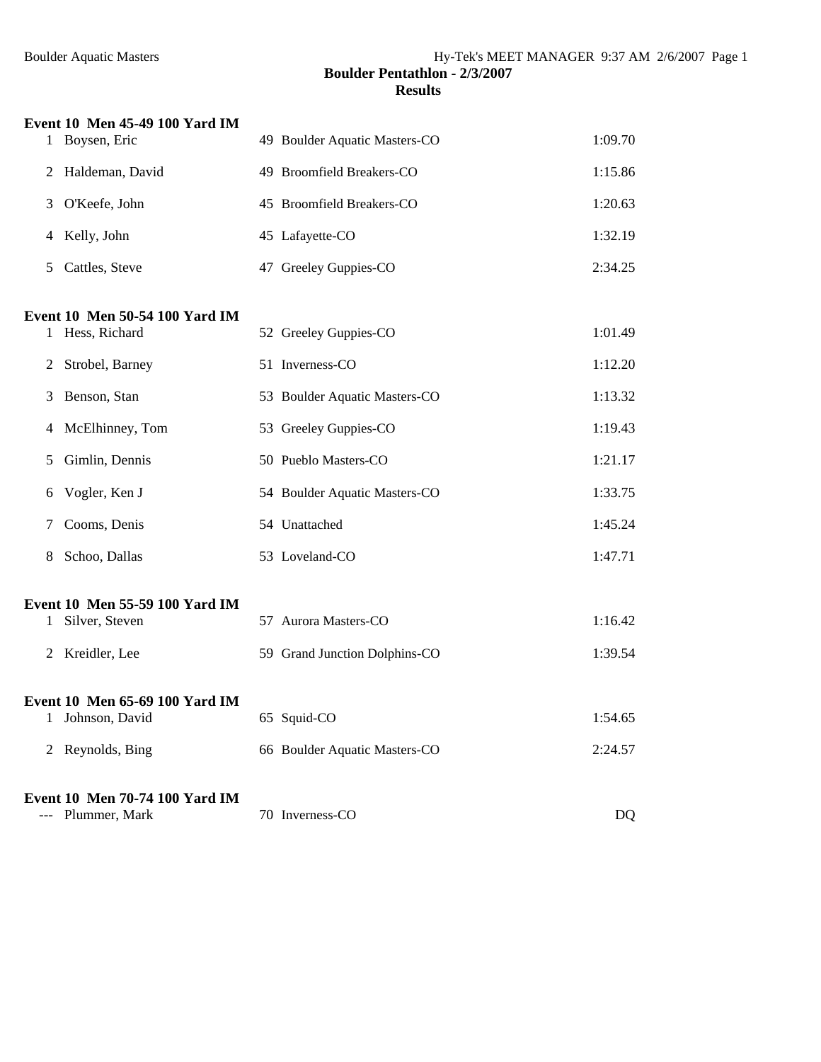**Boulder Pentathlon - 2/3/2007**
**Results**

**Event 10 Men 45-49 100 Yard IM**

| | | | | |
|---|---|---|---|---|
| 1 | Boysen, Eric | 49 | Boulder Aquatic Masters-CO | 1:09.70 |
| 2 | Haldeman, David | 49 | Broomfield Breakers-CO | 1:15.86 |
| 3 | O'Keefe, John | 45 | Broomfield Breakers-CO | 1:20.63 |
| 4 | Kelly, John | 45 | Lafayette-CO | 1:32.19 |
| 5 | Cattles, Steve | 47 | Greeley Guppies-CO | 2:34.25 |

**Event 10 Men 50-54 100 Yard IM**

| | | | | |
|---|---|---|---|---|
| 1 | Hess, Richard | 52 | Greeley Guppies-CO | 1:01.49 |
| 2 | Strobel, Barney | 51 | Inverness-CO | 1:12.20 |
| 3 | Benson, Stan | 53 | Boulder Aquatic Masters-CO | 1:13.32 |
| 4 | McElhinney, Tom | 53 | Greeley Guppies-CO | 1:19.43 |
| 5 | Gimlin, Dennis | 50 | Pueblo Masters-CO | 1:21.17 |
| 6 | Vogler, Ken J | 54 | Boulder Aquatic Masters-CO | 1:33.75 |
| 7 | Cooms, Denis | 54 | Unattached | 1:45.24 |
| 8 | Schoo, Dallas | 53 | Loveland-CO | 1:47.71 |

**Event 10 Men 55-59 100 Yard IM**

| | | | | |
|---|---|---|---|---|
| 1 | Silver, Steven | 57 | Aurora Masters-CO | 1:16.42 |
| 2 | Kreidler, Lee | 59 | Grand Junction Dolphins-CO | 1:39.54 |

**Event 10 Men 65-69 100 Yard IM**

| | | | | |
|---|---|---|---|---|
| 1 | Johnson, David | 65 | Squid-CO | 1:54.65 |
| 2 | Reynolds, Bing | 66 | Boulder Aquatic Masters-CO | 2:24.57 |

**Event 10 Men 70-74 100 Yard IM**

| | | | | |
|---|---|---|---|---|
| --- | Plummer, Mark | 70 | Inverness-CO | DQ |